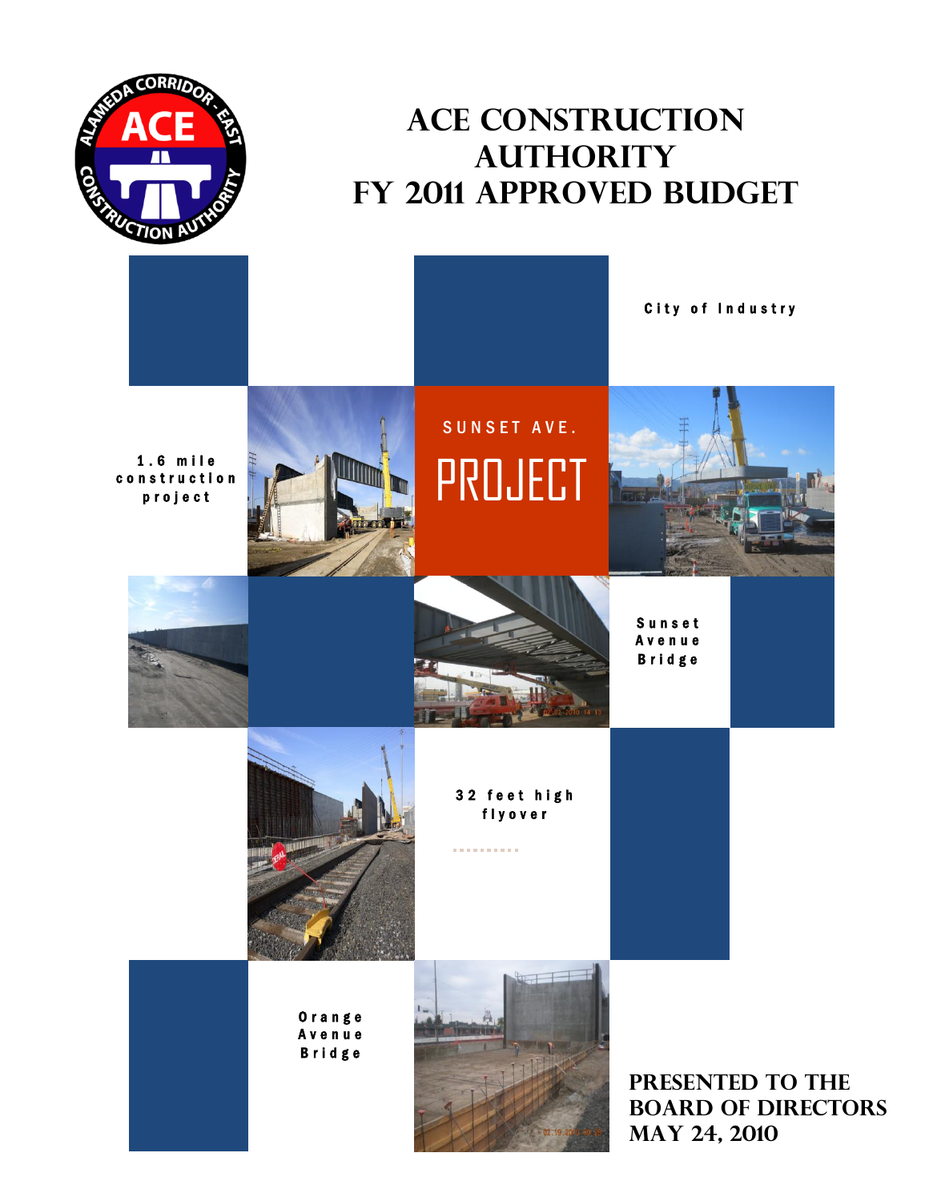# ACE Construction Authority FY 2011 Approved Budget

City of Industry

1.6 mile construction project

SUNSET AVE.

PROJECT

Sunset Avenue Bridge

32 feet high flyover

Orange Avenue Bridge

**PRESENTED TO THE BOARD OF DIRECTORS MAY 24, 2010**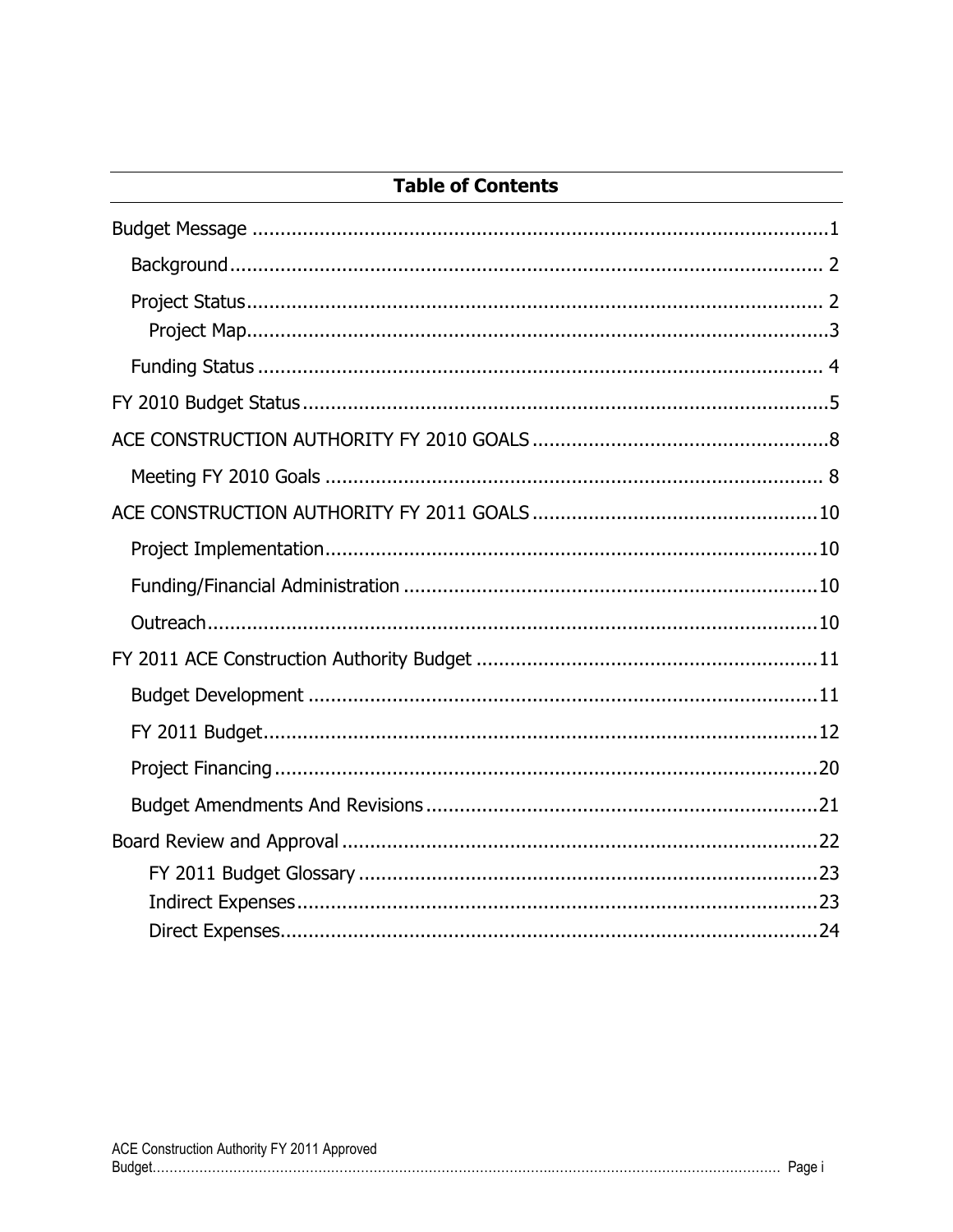## Table of Contents

Budget Message ....................................................................................................1

- Background ...................................................................................................... 2
- Project Status .................................................................................................... 2
  - Project Map.................................................................................................3
- Funding Status ................................................................................................. 4

FY 2010 Budget Status..........................................................................................5

ACE CONSTRUCTION AUTHORITY FY 2010 GOALS ....................................................8

- Meeting FY 2010 Goals ..................................................................................... 8

ACE CONSTRUCTION AUTHORITY FY 2011 GOALS ..................................................10

- Project Implementation.....................................................................................10
- Funding/Financial Administration .......................................................................10
- Outreach..........................................................................................................10

FY 2011 ACE Construction Authority Budget ............................................................11

- Budget Development ........................................................................................11
- FY 2011 Budget................................................................................................12
- Project Financing ..............................................................................................20
- Budget Amendments And Revisions ....................................................................21

Board Review and Approval ....................................................................................22

- FY 2011 Budget Glossary ..................................................................................23
- Indirect Expenses.............................................................................................23
- Direct Expenses................................................................................................24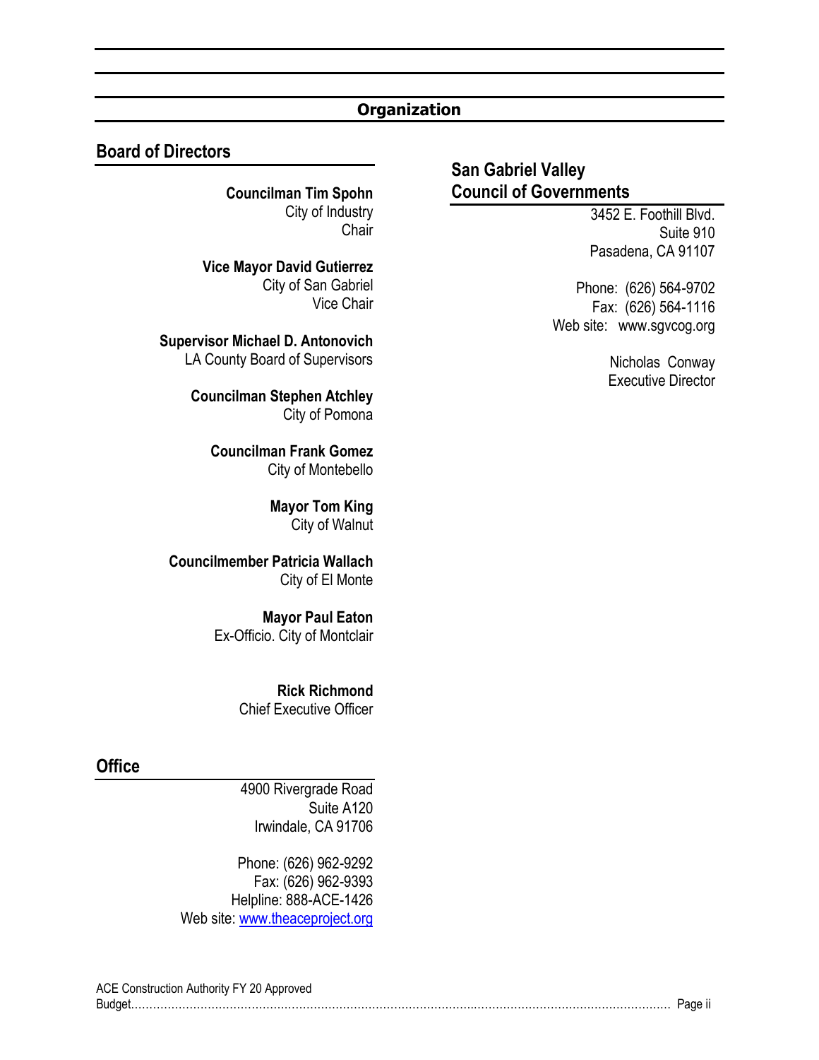# Organization

## Board of Directors

**Councilman Tim Spohn**
City of Industry
Chair

**Vice Mayor David Gutierrez**
City of San Gabriel
Vice Chair

**Supervisor Michael D. Antonovich**
LA County Board of Supervisors

**Councilman Stephen Atchley**
City of Pomona

**Councilman Frank Gomez**
City of Montebello

**Mayor Tom King**
City of Walnut

**Councilmember Patricia Wallach**
City of El Monte

**Mayor Paul Eaton**
Ex-Officio. City of Montclair

**Rick Richmond**
Chief Executive Officer

## Office

4900 Rivergrade Road
Suite A120
Irwindale, CA 91706

Phone: (626) 962-9292
Fax: (626) 962-9393
Helpline: 888-ACE-1426
Web site: www.theaceproject.org

## San Gabriel Valley Council of Governments

3452 E. Foothill Blvd.
Suite 910
Pasadena, CA 91107

Phone: (626) 564-9702
Fax: (626) 564-1116
Web site: www.sgvcog.org

Nicholas Conway
Executive Director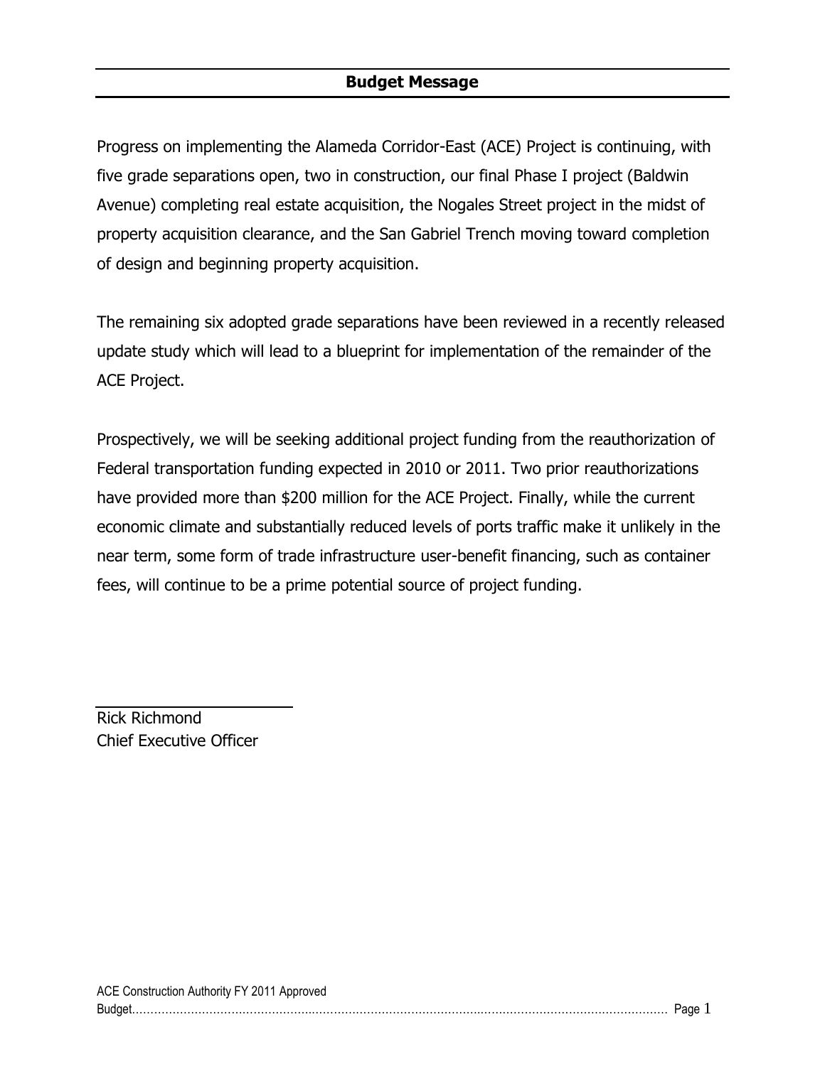## Budget Message

Progress on implementing the Alameda Corridor-East (ACE) Project is continuing, with five grade separations open, two in construction, our final Phase I project (Baldwin Avenue) completing real estate acquisition, the Nogales Street project in the midst of property acquisition clearance, and the San Gabriel Trench moving toward completion of design and beginning property acquisition.

The remaining six adopted grade separations have been reviewed in a recently released update study which will lead to a blueprint for implementation of the remainder of the ACE Project.

Prospectively, we will be seeking additional project funding from the reauthorization of Federal transportation funding expected in 2010 or 2011. Two prior reauthorizations have provided more than $200 million for the ACE Project. Finally, while the current economic climate and substantially reduced levels of ports traffic make it unlikely in the near term, some form of trade infrastructure user-benefit financing, such as container fees, will continue to be a prime potential source of project funding.

Rick Richmond
Chief Executive Officer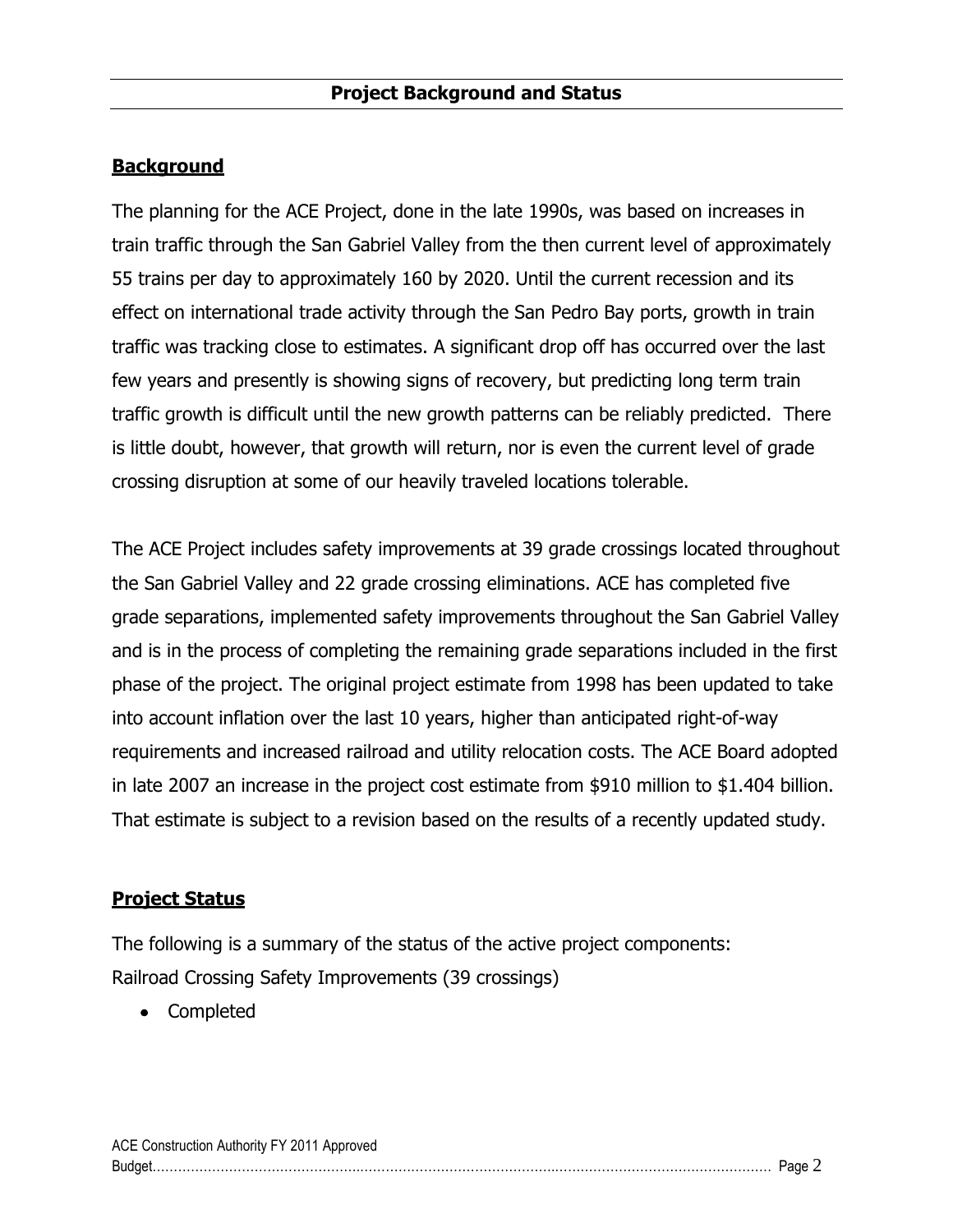## Project Background and Status

### Background

The planning for the ACE Project, done in the late 1990s, was based on increases in train traffic through the San Gabriel Valley from the then current level of approximately 55 trains per day to approximately 160 by 2020. Until the current recession and its effect on international trade activity through the San Pedro Bay ports, growth in train traffic was tracking close to estimates. A significant drop off has occurred over the last few years and presently is showing signs of recovery, but predicting long term train traffic growth is difficult until the new growth patterns can be reliably predicted. There is little doubt, however, that growth will return, nor is even the current level of grade crossing disruption at some of our heavily traveled locations tolerable.

The ACE Project includes safety improvements at 39 grade crossings located throughout the San Gabriel Valley and 22 grade crossing eliminations. ACE has completed five grade separations, implemented safety improvements throughout the San Gabriel Valley and is in the process of completing the remaining grade separations included in the first phase of the project. The original project estimate from 1998 has been updated to take into account inflation over the last 10 years, higher than anticipated right-of-way requirements and increased railroad and utility relocation costs. The ACE Board adopted in late 2007 an increase in the project cost estimate from $910 million to $1.404 billion. That estimate is subject to a revision based on the results of a recently updated study.

### Project Status

The following is a summary of the status of the active project components:
Railroad Crossing Safety Improvements (39 crossings)

- Completed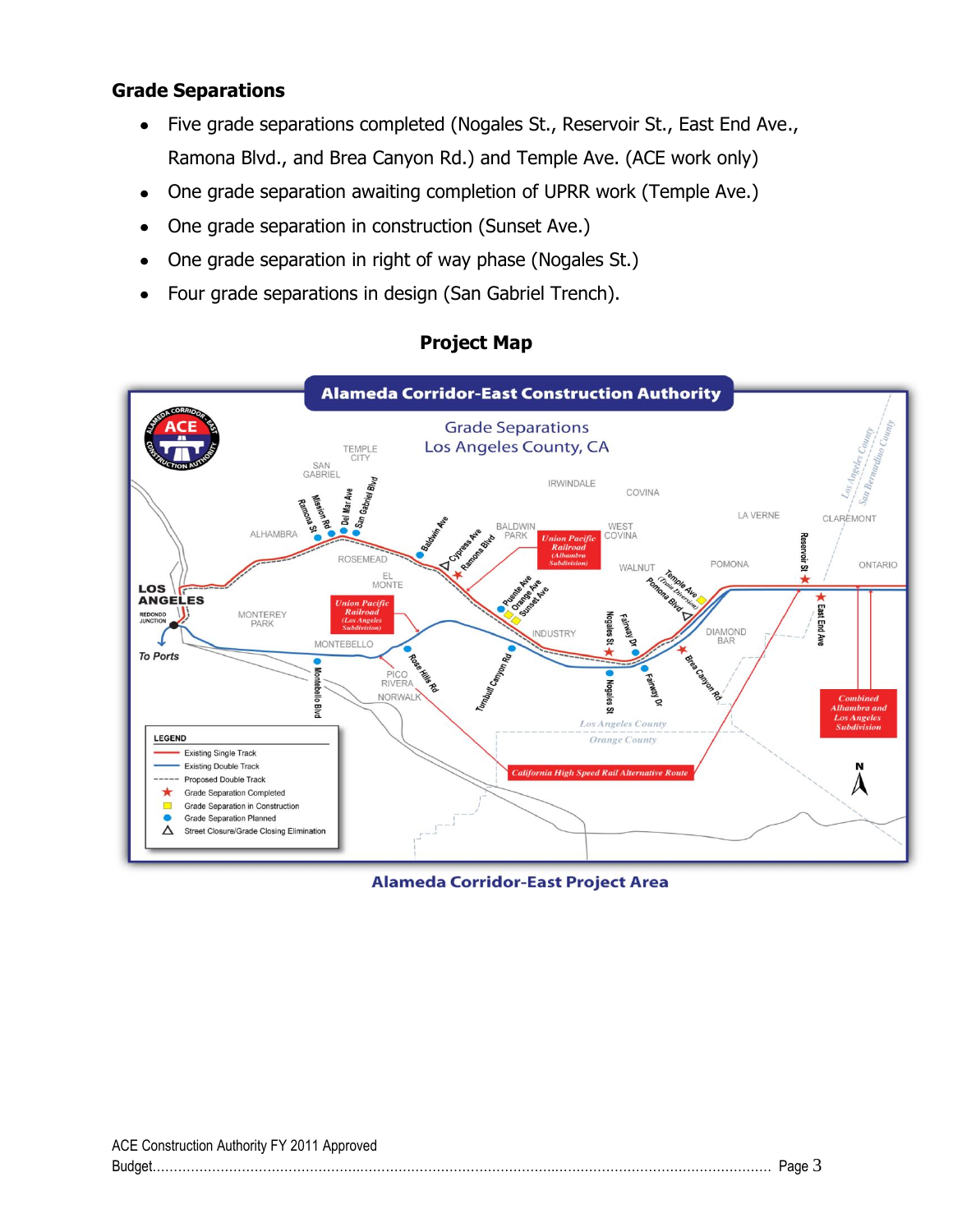### Grade Separations

- Five grade separations completed (Nogales St., Reservoir St., East End Ave., Ramona Blvd., and Brea Canyon Rd.) and Temple Ave. (ACE work only)
- One grade separation awaiting completion of UPRR work (Temple Ave.)
- One grade separation in construction (Sunset Ave.)
- One grade separation in right of way phase (Nogales St.)
- Four grade separations in design (San Gabriel Trench).

**Project Map**

Alameda Corridor-East Project Area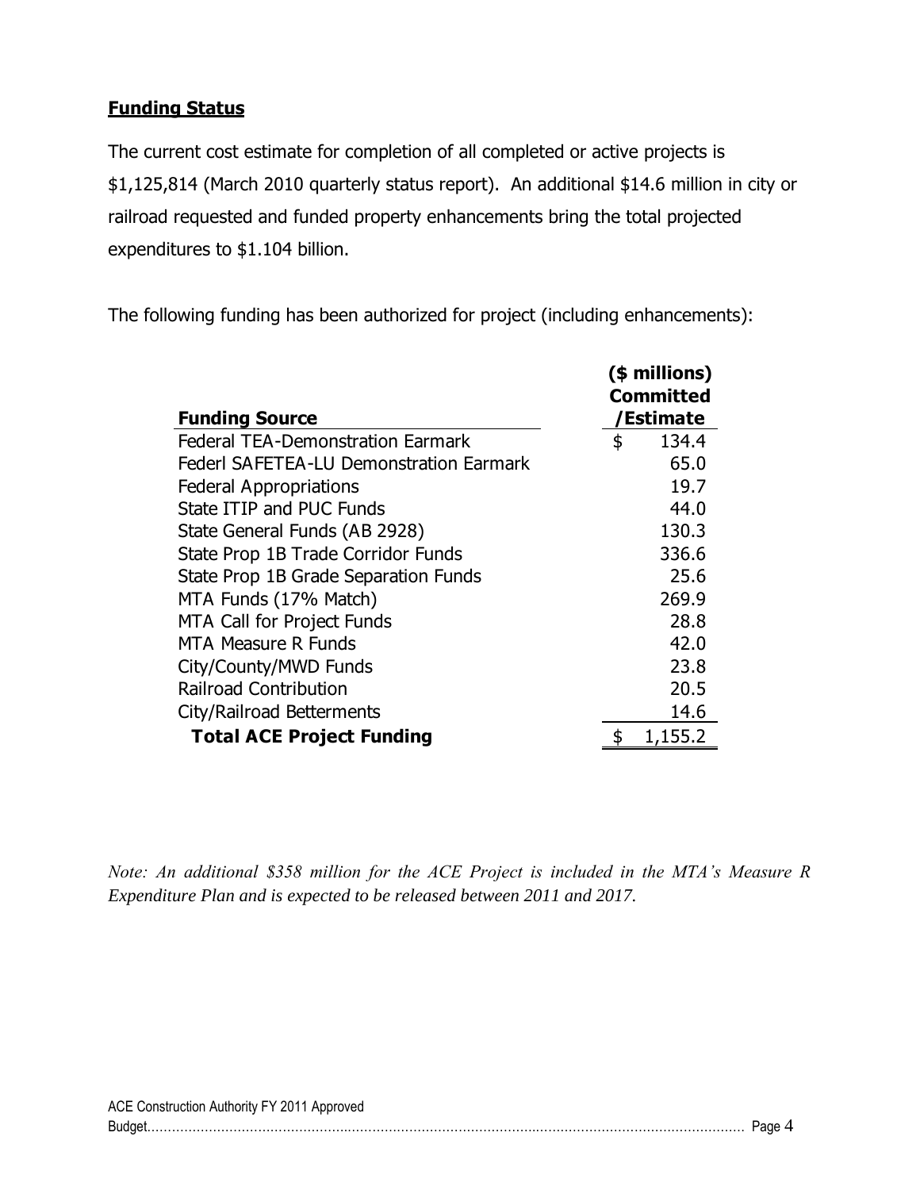**Funding Status**

The current cost estimate for completion of all completed or active projects is $1,125,814 (March 2010 quarterly status report). An additional $14.6 million in city or railroad requested and funded property enhancements bring the total projected expenditures to $1.104 billion.

The following funding has been authorized for project (including enhancements):

| Funding Source | ($ millions) Committed /Estimate |
|---|---|
| Federal TEA-Demonstration Earmark | $ 134.4 |
| Federl SAFETEA-LU Demonstration Earmark | 65.0 |
| Federal Appropriations | 19.7 |
| State ITIP and PUC Funds | 44.0 |
| State General Funds (AB 2928) | 130.3 |
| State Prop 1B Trade Corridor Funds | 336.6 |
| State Prop 1B Grade Separation Funds | 25.6 |
| MTA Funds (17% Match) | 269.9 |
| MTA Call for Project Funds | 28.8 |
| MTA Measure R Funds | 42.0 |
| City/County/MWD Funds | 23.8 |
| Railroad Contribution | 20.5 |
| City/Railroad Betterments | 14.6 |
| **Total ACE Project Funding** | $ 1,155.2 |

*Note: An additional $358 million for the ACE Project is included in the MTA's Measure R Expenditure Plan and is expected to be released between 2011 and 2017.*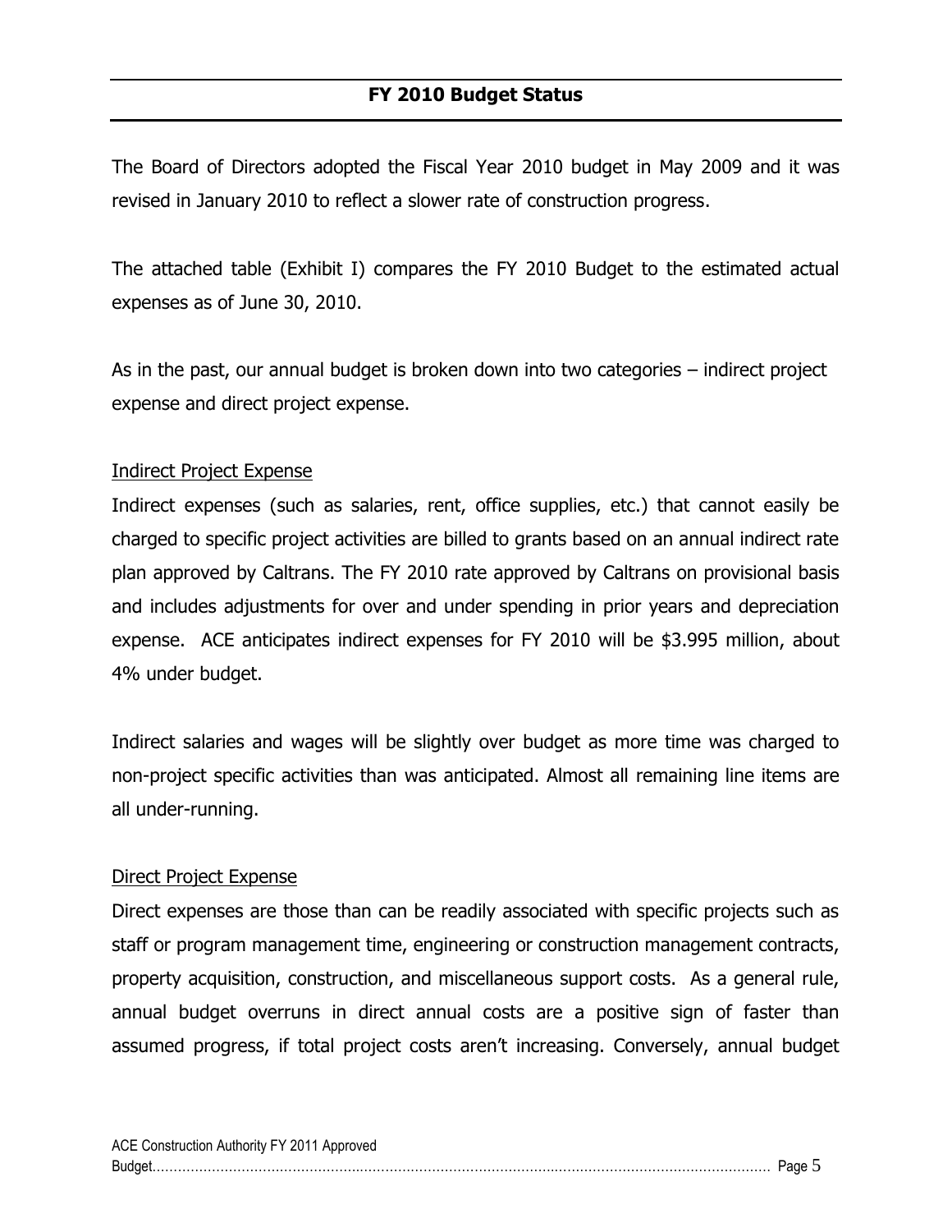## FY 2010 Budget Status

The Board of Directors adopted the Fiscal Year 2010 budget in May 2009 and it was revised in January 2010 to reflect a slower rate of construction progress.

The attached table (Exhibit I) compares the FY 2010 Budget to the estimated actual expenses as of June 30, 2010.

As in the past, our annual budget is broken down into two categories – indirect project expense and direct project expense.

<u>Indirect Project Expense</u>

Indirect expenses (such as salaries, rent, office supplies, etc.) that cannot easily be charged to specific project activities are billed to grants based on an annual indirect rate plan approved by Caltrans. The FY 2010 rate approved by Caltrans on provisional basis and includes adjustments for over and under spending in prior years and depreciation expense. ACE anticipates indirect expenses for FY 2010 will be $3.995 million, about 4% under budget.

Indirect salaries and wages will be slightly over budget as more time was charged to non-project specific activities than was anticipated. Almost all remaining line items are all under-running.

<u>Direct Project Expense</u>

Direct expenses are those than can be readily associated with specific projects such as staff or program management time, engineering or construction management contracts, property acquisition, construction, and miscellaneous support costs. As a general rule, annual budget overruns in direct annual costs are a positive sign of faster than assumed progress, if total project costs aren't increasing. Conversely, annual budget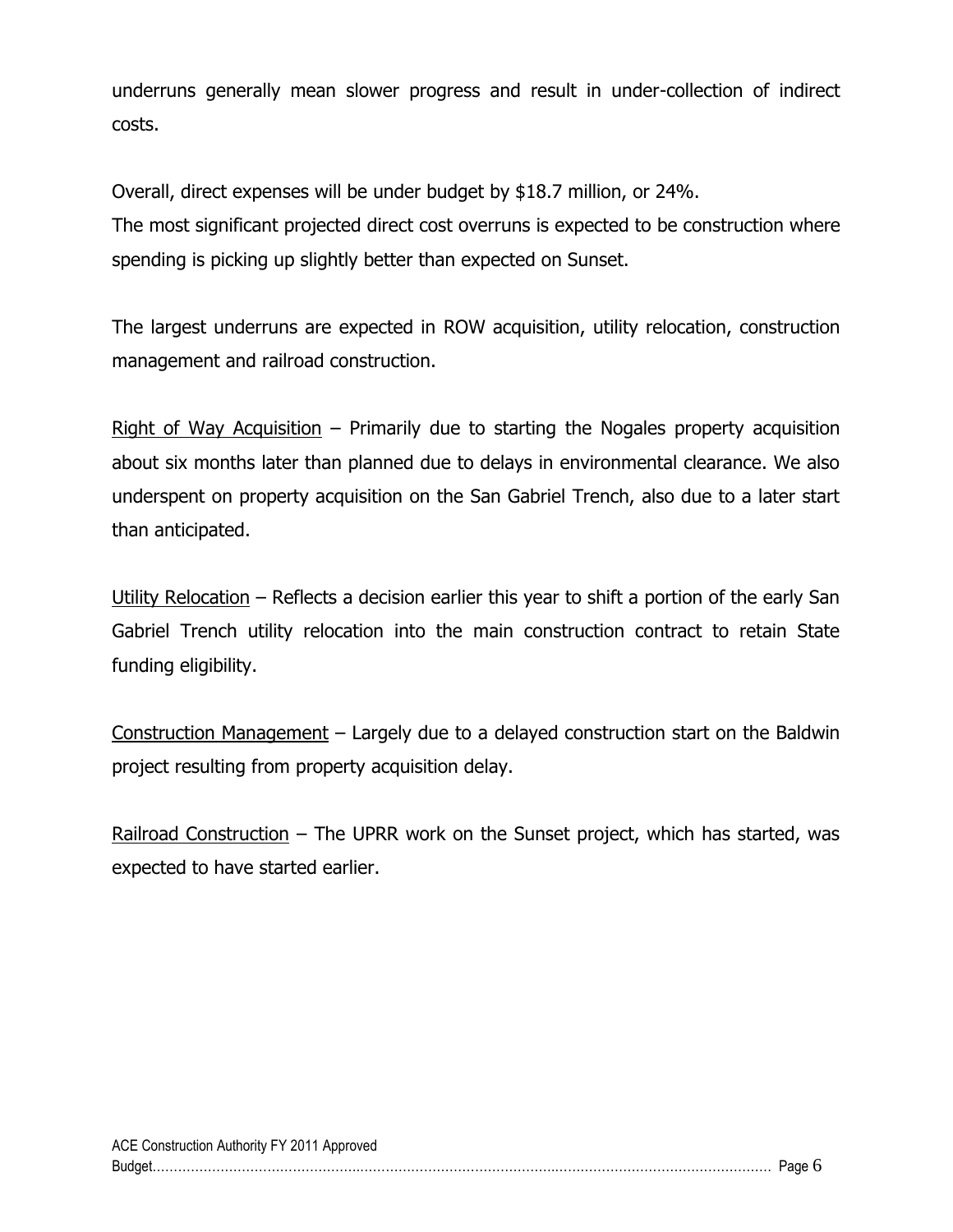underruns generally mean slower progress and result in under-collection of indirect costs.

Overall, direct expenses will be under budget by $18.7 million, or 24%.
The most significant projected direct cost overruns is expected to be construction where spending is picking up slightly better than expected on Sunset.

The largest underruns are expected in ROW acquisition, utility relocation, construction management and railroad construction.

<u>Right of Way Acquisition</u> – Primarily due to starting the Nogales property acquisition about six months later than planned due to delays in environmental clearance. We also underspent on property acquisition on the San Gabriel Trench, also due to a later start than anticipated.

<u>Utility Relocation</u> – Reflects a decision earlier this year to shift a portion of the early San Gabriel Trench utility relocation into the main construction contract to retain State funding eligibility.

<u>Construction Management</u> – Largely due to a delayed construction start on the Baldwin project resulting from property acquisition delay.

<u>Railroad Construction</u> – The UPRR work on the Sunset project, which has started, was expected to have started earlier.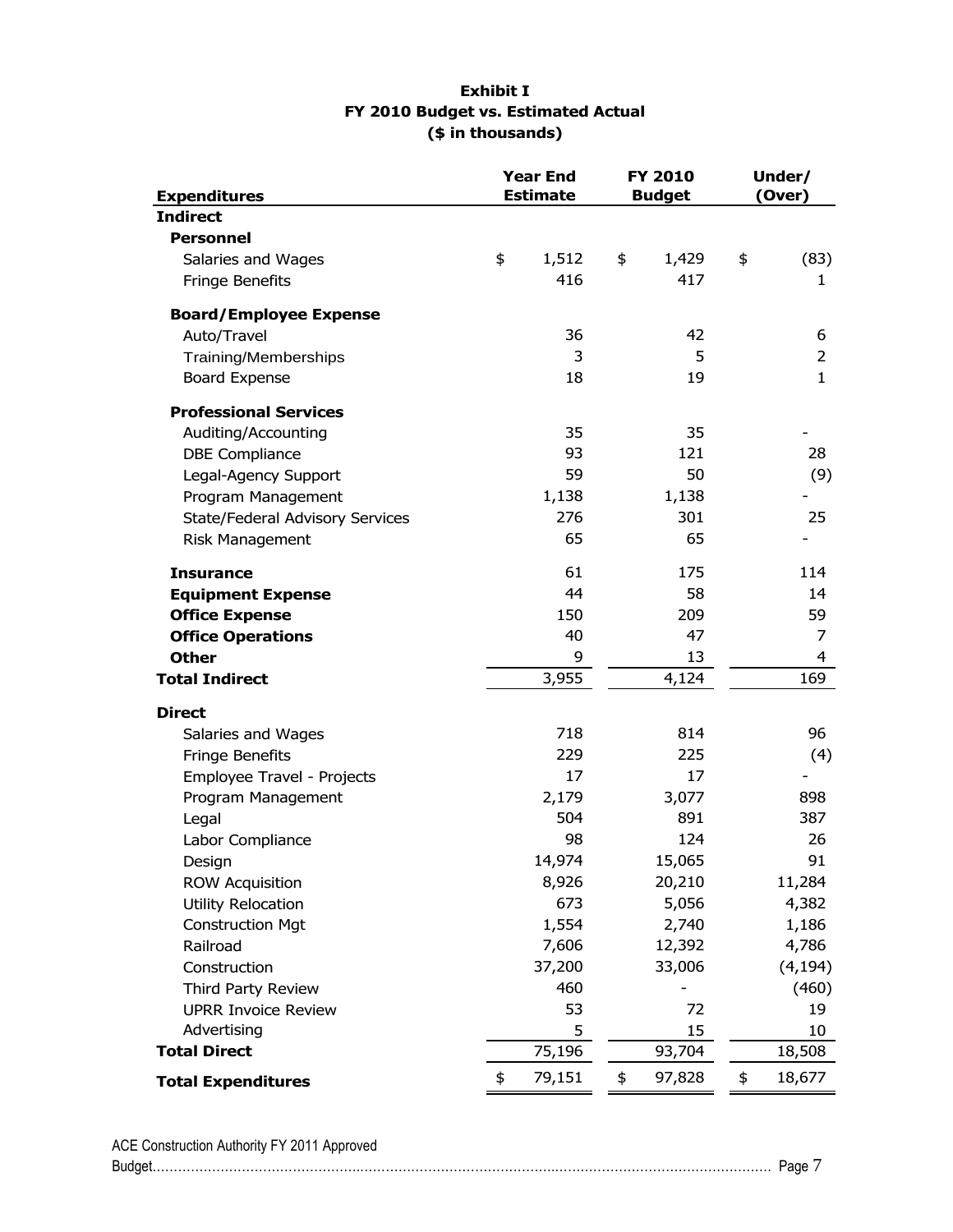**Exhibit I**
**FY 2010 Budget vs. Estimated Actual**
**($ in thousands)**

| Expenditures | Year End Estimate | FY 2010 Budget | Under/ (Over) |
|---|---|---|---|
| **Indirect** | | | |
| **Personnel** | | | |
| Salaries and Wages | $ 1,512 | $ 1,429 | $ (83) |
| Fringe Benefits | 416 | 417 | 1 |
| **Board/Employee Expense** | | | |
| Auto/Travel | 36 | 42 | 6 |
| Training/Memberships | 3 | 5 | 2 |
| Board Expense | 18 | 19 | 1 |
| **Professional Services** | | | |
| Auditing/Accounting | 35 | 35 | - |
| DBE Compliance | 93 | 121 | 28 |
| Legal-Agency Support | 59 | 50 | (9) |
| Program Management | 1,138 | 1,138 | - |
| State/Federal Advisory Services | 276 | 301 | 25 |
| Risk Management | 65 | 65 | - |
| **Insurance** | 61 | 175 | 114 |
| **Equipment Expense** | 44 | 58 | 14 |
| **Office Expense** | 150 | 209 | 59 |
| **Office Operations** | 40 | 47 | 7 |
| **Other** | 9 | 13 | 4 |
| **Total Indirect** | 3,955 | 4,124 | 169 |
| **Direct** | | | |
| Salaries and Wages | 718 | 814 | 96 |
| Fringe Benefits | 229 | 225 | (4) |
| Employee Travel - Projects | 17 | 17 | - |
| Program Management | 2,179 | 3,077 | 898 |
| Legal | 504 | 891 | 387 |
| Labor Compliance | 98 | 124 | 26 |
| Design | 14,974 | 15,065 | 91 |
| ROW Acquisition | 8,926 | 20,210 | 11,284 |
| Utility Relocation | 673 | 5,056 | 4,382 |
| Construction Mgt | 1,554 | 2,740 | 1,186 |
| Railroad | 7,606 | 12,392 | 4,786 |
| Construction | 37,200 | 33,006 | (4,194) |
| Third Party Review | 460 | - | (460) |
| UPRR Invoice Review | 53 | 72 | 19 |
| Advertising | 5 | 15 | 10 |
| **Total Direct** | 75,196 | 93,704 | 18,508 |
| **Total Expenditures** | $ 79,151 | $ 97,828 | $ 18,677 |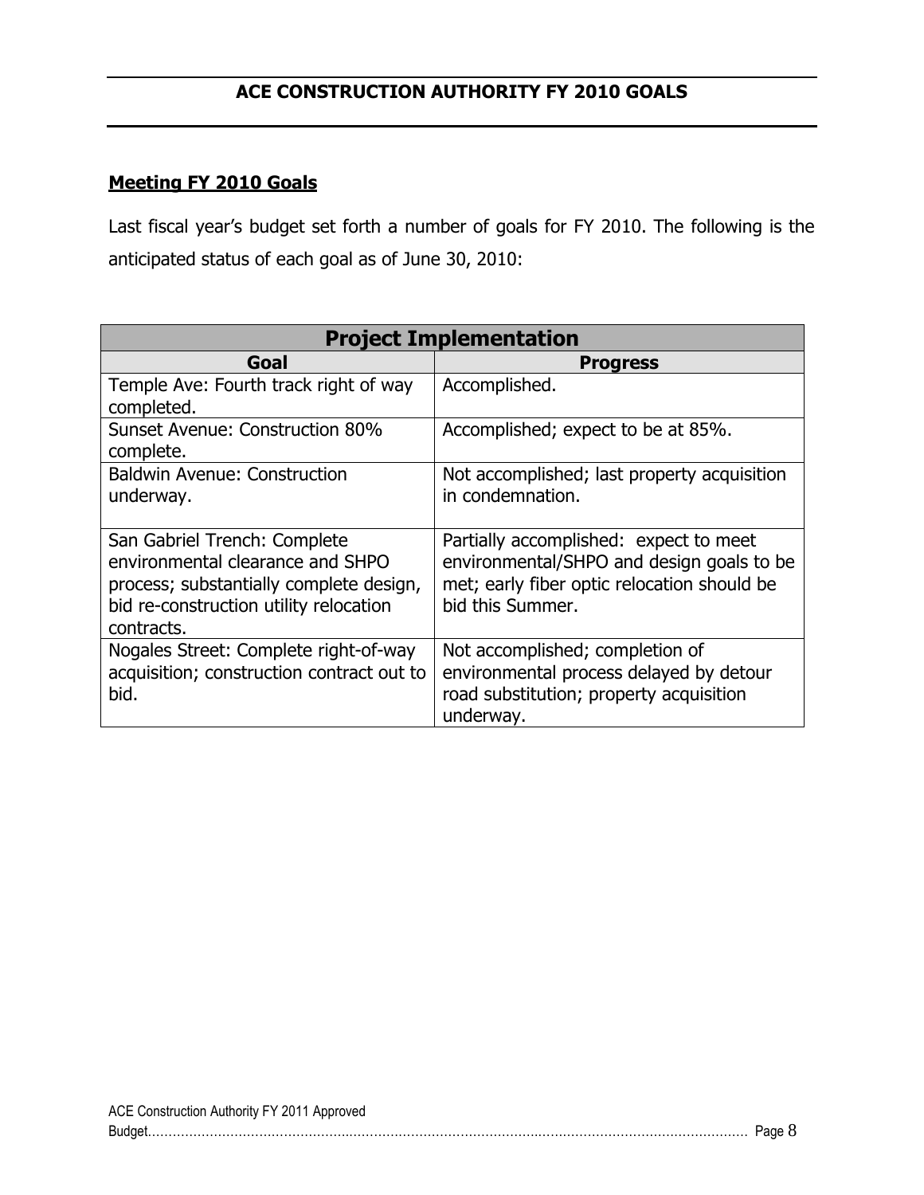# ACE CONSTRUCTION AUTHORITY FY 2010 GOALS

## Meeting FY 2010 Goals

Last fiscal year's budget set forth a number of goals for FY 2010. The following is the anticipated status of each goal as of June 30, 2010:

| Project Implementation | |
|---|---|
| **Goal** | **Progress** |
| Temple Ave: Fourth track right of way completed. | Accomplished. |
| Sunset Avenue: Construction 80% complete. | Accomplished; expect to be at 85%. |
| Baldwin Avenue: Construction underway. | Not accomplished; last property acquisition in condemnation. |
| San Gabriel Trench: Complete environmental clearance and SHPO process; substantially complete design, bid re-construction utility relocation contracts. | Partially accomplished: expect to meet environmental/SHPO and design goals to be met; early fiber optic relocation should be bid this Summer. |
| Nogales Street: Complete right-of-way acquisition; construction contract out to bid. | Not accomplished; completion of environmental process delayed by detour road substitution; property acquisition underway. |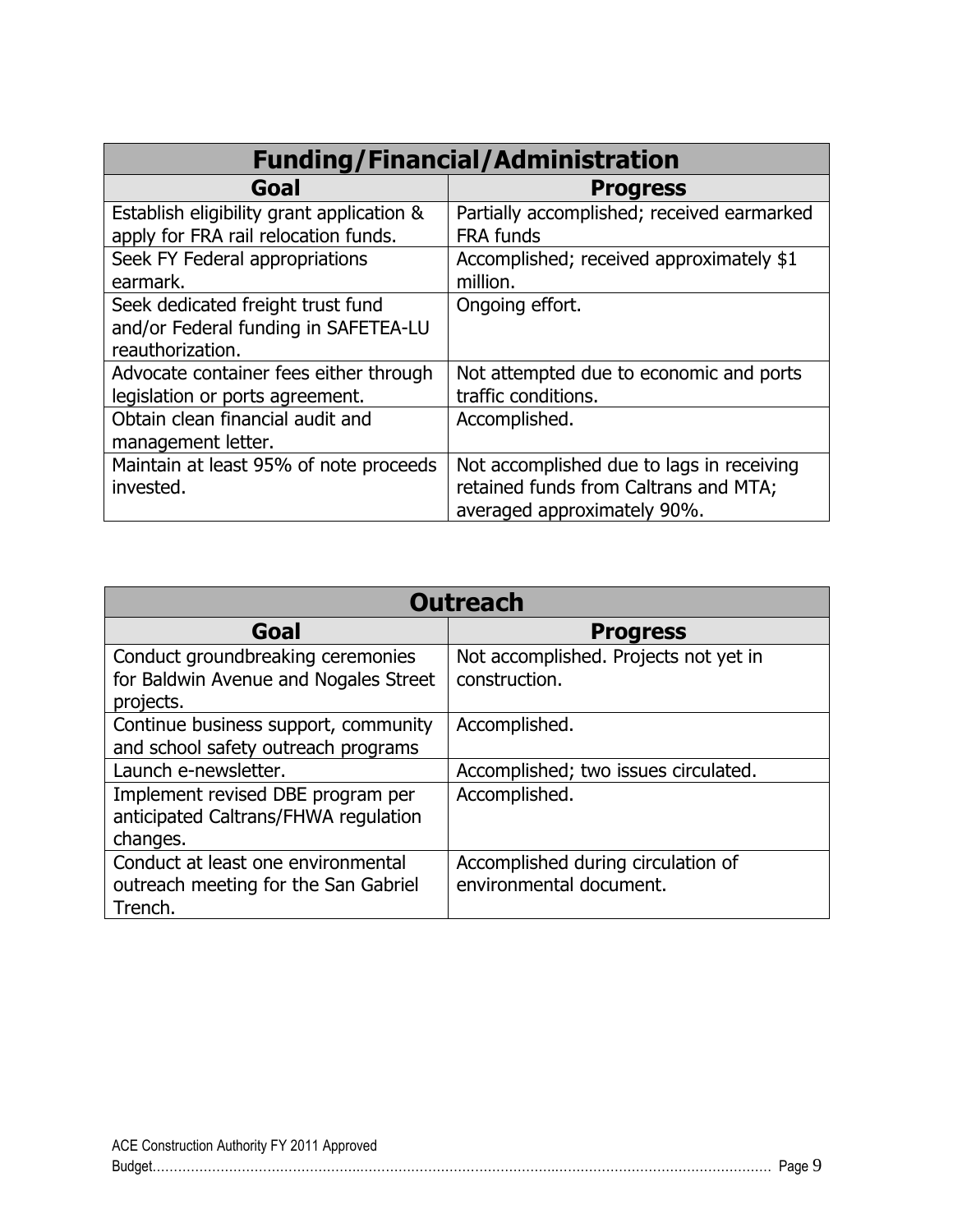| Funding/Financial/Administration | |
|---|---|
| **Goal** | **Progress** |
| Establish eligibility grant application & apply for FRA rail relocation funds. | Partially accomplished; received earmarked FRA funds |
| Seek FY Federal appropriations earmark. | Accomplished; received approximately $1 million. |
| Seek dedicated freight trust fund and/or Federal funding in SAFETEA-LU reauthorization. | Ongoing effort. |
| Advocate container fees either through legislation or ports agreement. | Not attempted due to economic and ports traffic conditions. |
| Obtain clean financial audit and management letter. | Accomplished. |
| Maintain at least 95% of note proceeds invested. | Not accomplished due to lags in receiving retained funds from Caltrans and MTA; averaged approximately 90%. |

| Outreach | |
|---|---|
| **Goal** | **Progress** |
| Conduct groundbreaking ceremonies for Baldwin Avenue and Nogales Street projects. | Not accomplished. Projects not yet in construction. |
| Continue business support, community and school safety outreach programs | Accomplished. |
| Launch e-newsletter. | Accomplished; two issues circulated. |
| Implement revised DBE program per anticipated Caltrans/FHWA regulation changes. | Accomplished. |
| Conduct at least one environmental outreach meeting for the San Gabriel Trench. | Accomplished during circulation of environmental document. |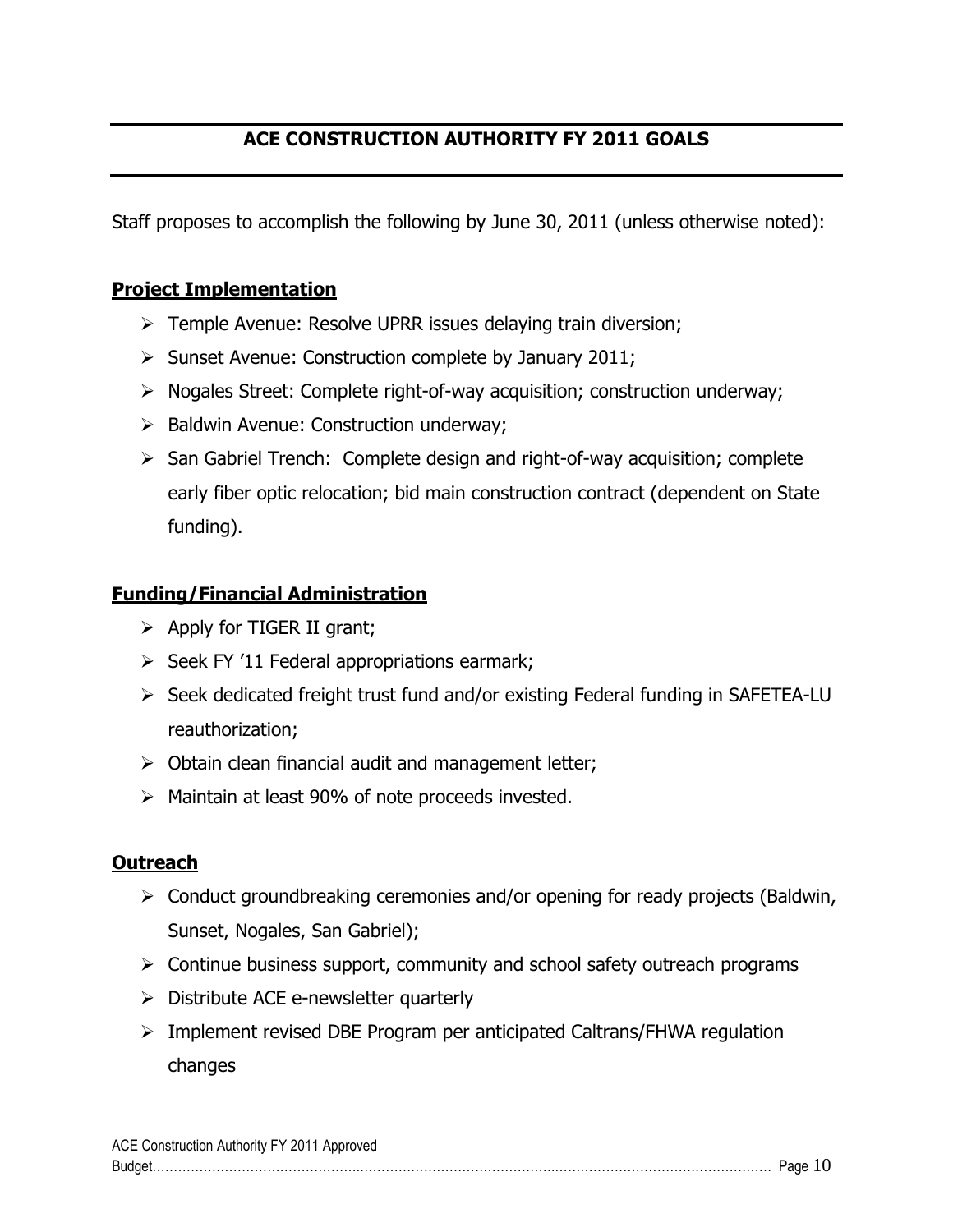## ACE CONSTRUCTION AUTHORITY FY 2011 GOALS

Staff proposes to accomplish the following by June 30, 2011 (unless otherwise noted):

### Project Implementation

- Temple Avenue: Resolve UPRR issues delaying train diversion;
- Sunset Avenue: Construction complete by January 2011;
- Nogales Street: Complete right-of-way acquisition; construction underway;
- Baldwin Avenue: Construction underway;
- San Gabriel Trench: Complete design and right-of-way acquisition; complete early fiber optic relocation; bid main construction contract (dependent on State funding).

### Funding/Financial Administration

- Apply for TIGER II grant;
- Seek FY '11 Federal appropriations earmark;
- Seek dedicated freight trust fund and/or existing Federal funding in SAFETEA-LU reauthorization;
- Obtain clean financial audit and management letter;
- Maintain at least 90% of note proceeds invested.

### Outreach

- Conduct groundbreaking ceremonies and/or opening for ready projects (Baldwin, Sunset, Nogales, San Gabriel);
- Continue business support, community and school safety outreach programs
- Distribute ACE e-newsletter quarterly
- Implement revised DBE Program per anticipated Caltrans/FHWA regulation changes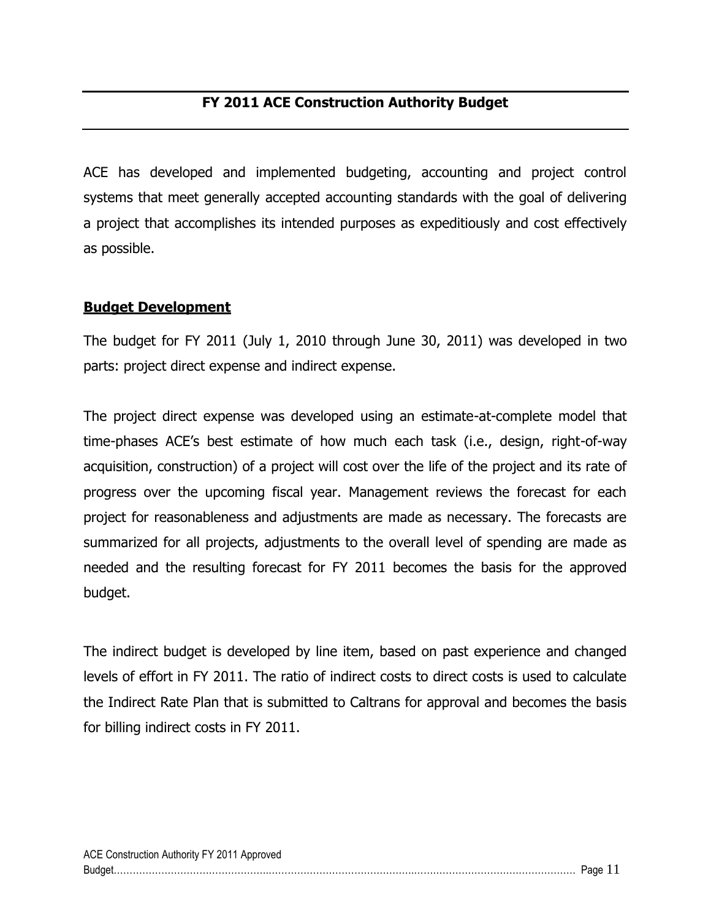## FY 2011 ACE Construction Authority Budget

ACE has developed and implemented budgeting, accounting and project control systems that meet generally accepted accounting standards with the goal of delivering a project that accomplishes its intended purposes as expeditiously and cost effectively as possible.

### Budget Development

The budget for FY 2011 (July 1, 2010 through June 30, 2011) was developed in two parts: project direct expense and indirect expense.

The project direct expense was developed using an estimate-at-complete model that time-phases ACE's best estimate of how much each task (i.e., design, right-of-way acquisition, construction) of a project will cost over the life of the project and its rate of progress over the upcoming fiscal year. Management reviews the forecast for each project for reasonableness and adjustments are made as necessary. The forecasts are summarized for all projects, adjustments to the overall level of spending are made as needed and the resulting forecast for FY 2011 becomes the basis for the approved budget.

The indirect budget is developed by line item, based on past experience and changed levels of effort in FY 2011. The ratio of indirect costs to direct costs is used to calculate the Indirect Rate Plan that is submitted to Caltrans for approval and becomes the basis for billing indirect costs in FY 2011.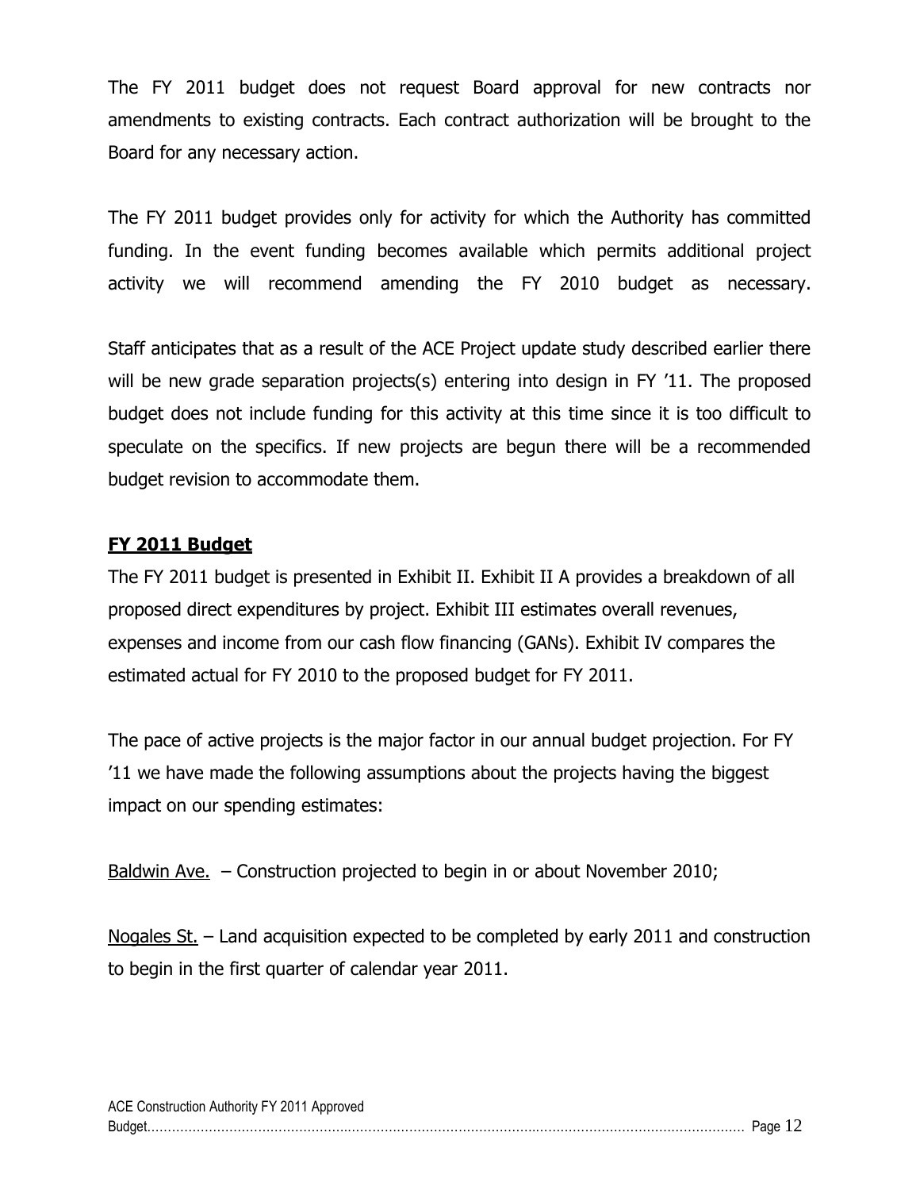The FY 2011 budget does not request Board approval for new contracts nor amendments to existing contracts. Each contract authorization will be brought to the Board for any necessary action.

The FY 2011 budget provides only for activity for which the Authority has committed funding. In the event funding becomes available which permits additional project activity we will recommend amending the FY 2010 budget as necessary.

Staff anticipates that as a result of the ACE Project update study described earlier there will be new grade separation projects(s) entering into design in FY '11. The proposed budget does not include funding for this activity at this time since it is too difficult to speculate on the specifics. If new projects are begun there will be a recommended budget revision to accommodate them.

## FY 2011 Budget

The FY 2011 budget is presented in Exhibit II. Exhibit II A provides a breakdown of all proposed direct expenditures by project. Exhibit III estimates overall revenues, expenses and income from our cash flow financing (GANs). Exhibit IV compares the estimated actual for FY 2010 to the proposed budget for FY 2011.

The pace of active projects is the major factor in our annual budget projection. For FY '11 we have made the following assumptions about the projects having the biggest impact on our spending estimates:

Baldwin Ave. – Construction projected to begin in or about November 2010;

Nogales St. – Land acquisition expected to be completed by early 2011 and construction to begin in the first quarter of calendar year 2011.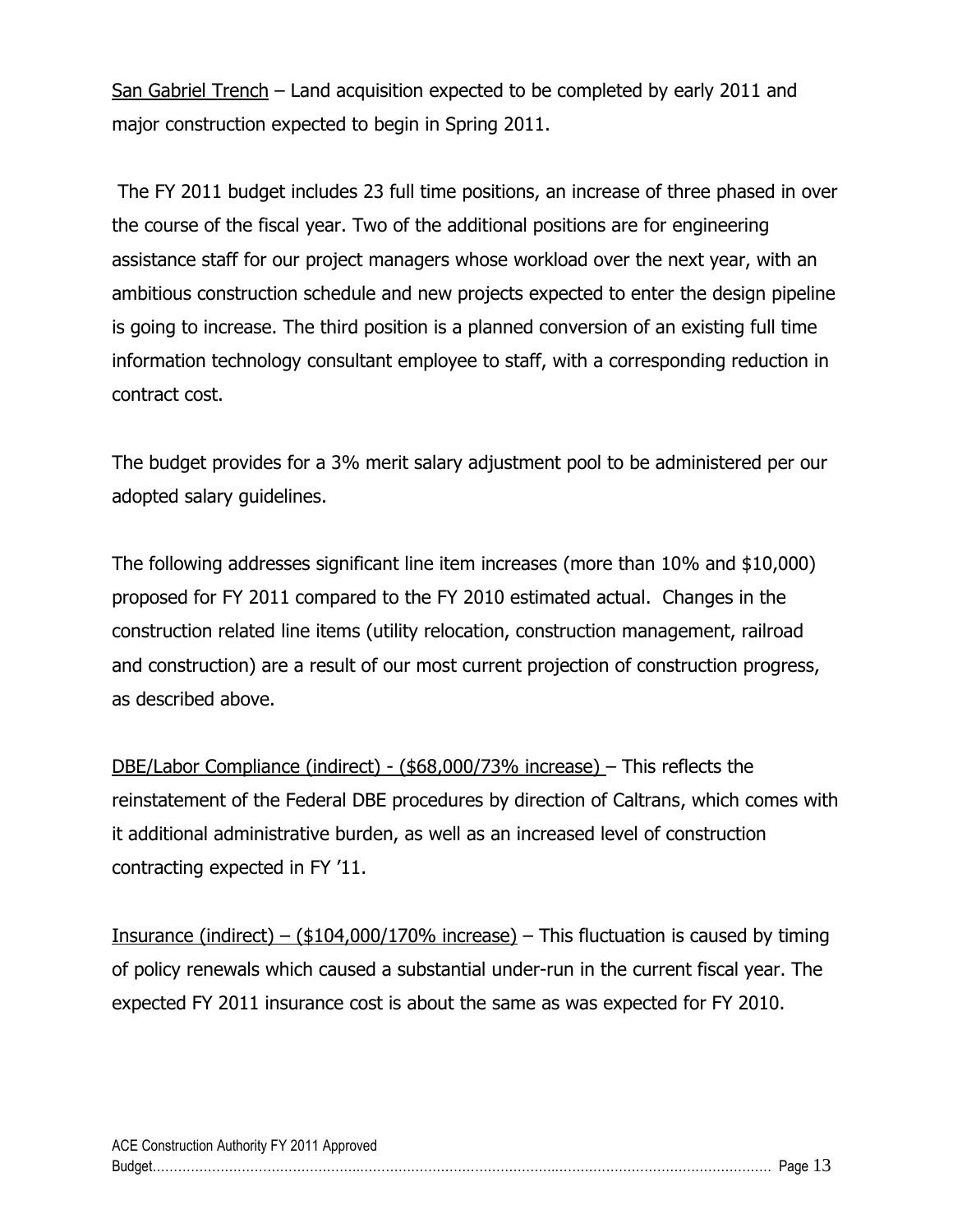San Gabriel Trench – Land acquisition expected to be completed by early 2011 and major construction expected to begin in Spring 2011.

The FY 2011 budget includes 23 full time positions, an increase of three phased in over the course of the fiscal year. Two of the additional positions are for engineering assistance staff for our project managers whose workload over the next year, with an ambitious construction schedule and new projects expected to enter the design pipeline is going to increase. The third position is a planned conversion of an existing full time information technology consultant employee to staff, with a corresponding reduction in contract cost.

The budget provides for a 3% merit salary adjustment pool to be administered per our adopted salary guidelines.

The following addresses significant line item increases (more than 10% and $10,000) proposed for FY 2011 compared to the FY 2010 estimated actual. Changes in the construction related line items (utility relocation, construction management, railroad and construction) are a result of our most current projection of construction progress, as described above.

DBE/Labor Compliance (indirect) - ($68,000/73% increase) – This reflects the reinstatement of the Federal DBE procedures by direction of Caltrans, which comes with it additional administrative burden, as well as an increased level of construction contracting expected in FY '11.

Insurance (indirect) – ($104,000/170% increase) – This fluctuation is caused by timing of policy renewals which caused a substantial under-run in the current fiscal year. The expected FY 2011 insurance cost is about the same as was expected for FY 2010.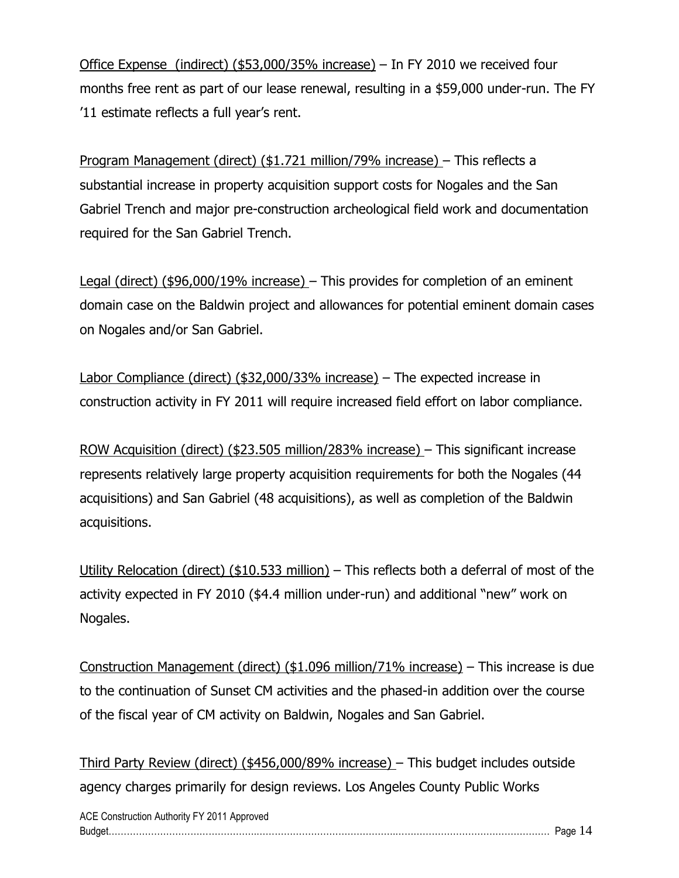Office Expense (indirect) ($53,000/35% increase) – In FY 2010 we received four months free rent as part of our lease renewal, resulting in a $59,000 under-run. The FY '11 estimate reflects a full year's rent.

Program Management (direct) ($1.721 million/79% increase) – This reflects a substantial increase in property acquisition support costs for Nogales and the San Gabriel Trench and major pre-construction archeological field work and documentation required for the San Gabriel Trench.

Legal (direct) ($96,000/19% increase) – This provides for completion of an eminent domain case on the Baldwin project and allowances for potential eminent domain cases on Nogales and/or San Gabriel.

Labor Compliance (direct) ($32,000/33% increase) – The expected increase in construction activity in FY 2011 will require increased field effort on labor compliance.

ROW Acquisition (direct) ($23.505 million/283% increase) – This significant increase represents relatively large property acquisition requirements for both the Nogales (44 acquisitions) and San Gabriel (48 acquisitions), as well as completion of the Baldwin acquisitions.

Utility Relocation (direct) ($10.533 million) – This reflects both a deferral of most of the activity expected in FY 2010 ($4.4 million under-run) and additional "new" work on Nogales.

Construction Management (direct) ($1.096 million/71% increase) – This increase is due to the continuation of Sunset CM activities and the phased-in addition over the course of the fiscal year of CM activity on Baldwin, Nogales and San Gabriel.

Third Party Review (direct) ($456,000/89% increase) – This budget includes outside agency charges primarily for design reviews. Los Angeles County Public Works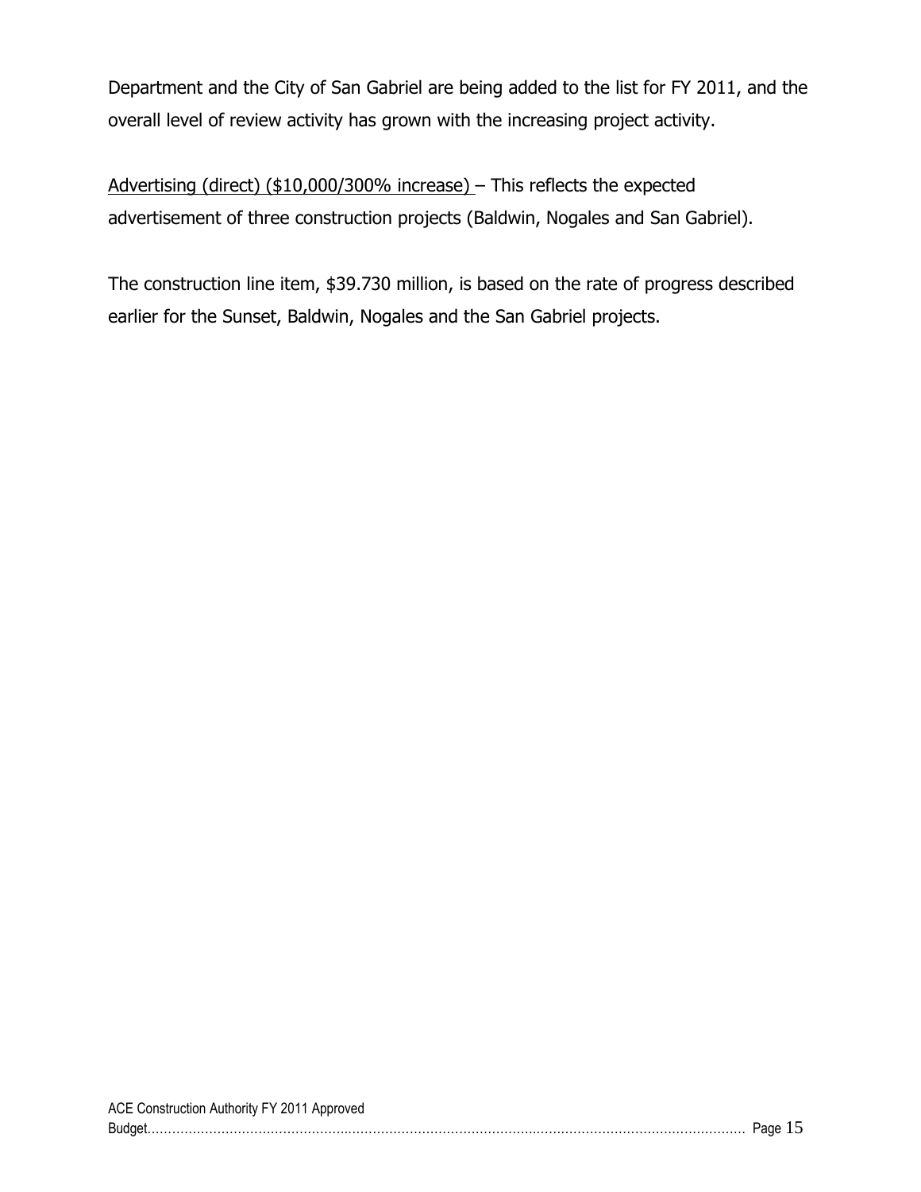Department and the City of San Gabriel are being added to the list for FY 2011, and the overall level of review activity has grown with the increasing project activity.

<u>Advertising (direct) ($10,000/300% increase)</u> – This reflects the expected advertisement of three construction projects (Baldwin, Nogales and San Gabriel).

The construction line item, $39.730 million, is based on the rate of progress described earlier for the Sunset, Baldwin, Nogales and the San Gabriel projects.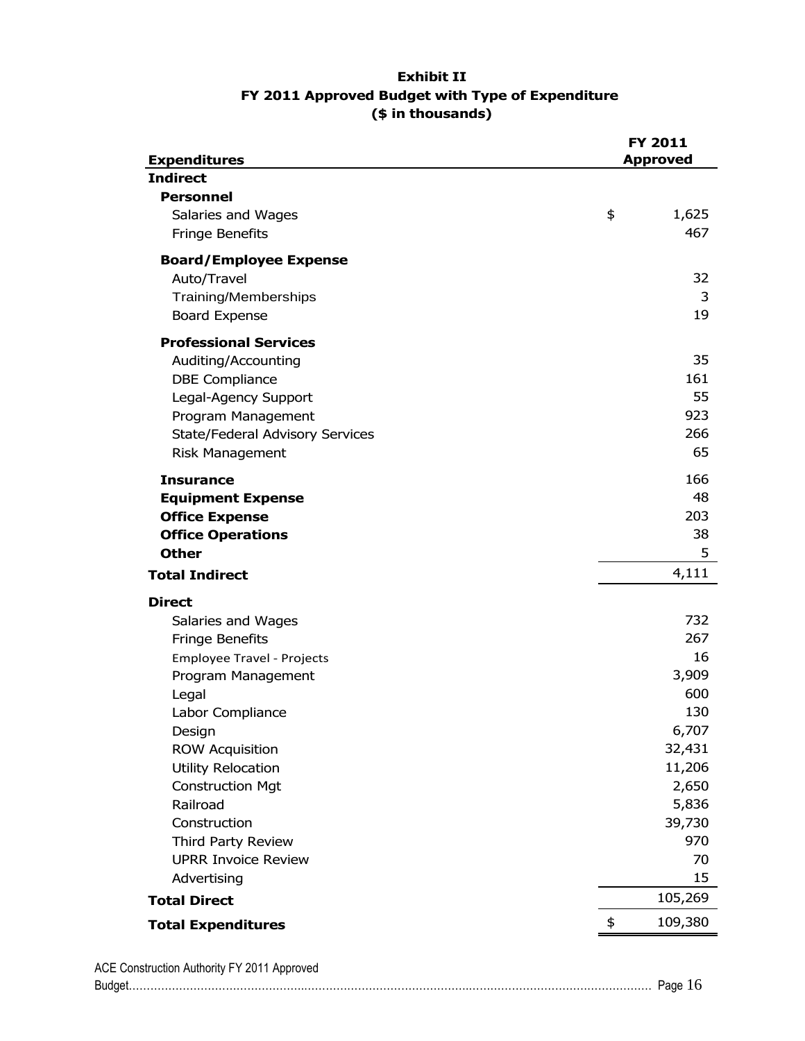**Exhibit II**
**FY 2011 Approved Budget with Type of Expenditure**
**($ in thousands)**

| Expenditures | FY 2011 Approved |
|---|---|
| **Indirect** | |
| **Personnel** | |
| Salaries and Wages | $ 1,625 |
| Fringe Benefits | 467 |
| **Board/Employee Expense** | |
| Auto/Travel | 32 |
| Training/Memberships | 3 |
| Board Expense | 19 |
| **Professional Services** | |
| Auditing/Accounting | 35 |
| DBE Compliance | 161 |
| Legal-Agency Support | 55 |
| Program Management | 923 |
| State/Federal Advisory Services | 266 |
| Risk Management | 65 |
| **Insurance** | 166 |
| **Equipment Expense** | 48 |
| **Office Expense** | 203 |
| **Office Operations** | 38 |
| **Other** | 5 |
| **Total Indirect** | 4,111 |
| **Direct** | |
| Salaries and Wages | 732 |
| Fringe Benefits | 267 |
| Employee Travel - Projects | 16 |
| Program Management | 3,909 |
| Legal | 600 |
| Labor Compliance | 130 |
| Design | 6,707 |
| ROW Acquisition | 32,431 |
| Utility Relocation | 11,206 |
| Construction Mgt | 2,650 |
| Railroad | 5,836 |
| Construction | 39,730 |
| Third Party Review | 970 |
| UPRR Invoice Review | 70 |
| Advertising | 15 |
| **Total Direct** | 105,269 |
| **Total Expenditures** | $ 109,380 |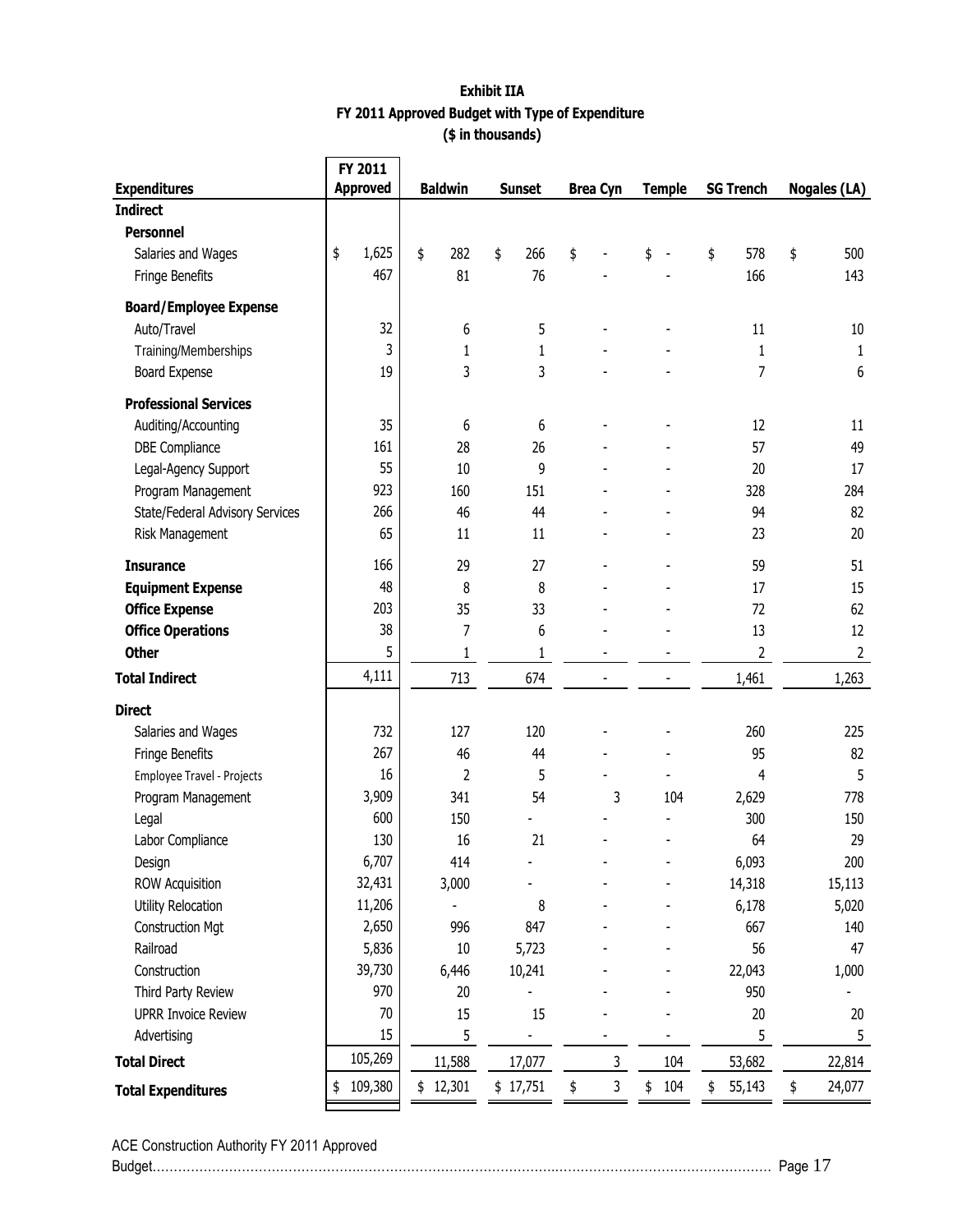**Exhibit IIA**
**FY 2011 Approved Budget with Type of Expenditure**
**($ in thousands)**

| Expenditures | FY 2011 Approved | Baldwin | Sunset | Brea Cyn | Temple | SG Trench | Nogales (LA) |
|---|---|---|---|---|---|---|---|
| **Indirect** | | | | | | | |
| **Personnel** | | | | | | | |
| Salaries and Wages | $ 1,625 | $ 282 | $ 266 | $ - | $ - | $ 578 | $ 500 |
| Fringe Benefits | 467 | 81 | 76 | - | - | 166 | 143 |
| **Board/Employee Expense** | | | | | | | |
| Auto/Travel | 32 | 6 | 5 | - | - | 11 | 10 |
| Training/Memberships | 3 | 1 | 1 | - | - | 1 | 1 |
| Board Expense | 19 | 3 | 3 | - | - | 7 | 6 |
| **Professional Services** | | | | | | | |
| Auditing/Accounting | 35 | 6 | 6 | - | - | 12 | 11 |
| DBE Compliance | 161 | 28 | 26 | - | - | 57 | 49 |
| Legal-Agency Support | 55 | 10 | 9 | - | - | 20 | 17 |
| Program Management | 923 | 160 | 151 | - | - | 328 | 284 |
| State/Federal Advisory Services | 266 | 46 | 44 | - | - | 94 | 82 |
| Risk Management | 65 | 11 | 11 | - | - | 23 | 20 |
| **Insurance** | 166 | 29 | 27 | - | - | 59 | 51 |
| **Equipment Expense** | 48 | 8 | 8 | - | - | 17 | 15 |
| **Office Expense** | 203 | 35 | 33 | - | - | 72 | 62 |
| **Office Operations** | 38 | 7 | 6 | - | - | 13 | 12 |
| **Other** | 5 | 1 | 1 | - | - | 2 | 2 |
| **Total Indirect** | 4,111 | 713 | 674 | - | - | 1,461 | 1,263 |
| **Direct** | | | | | | | |
| Salaries and Wages | 732 | 127 | 120 | - | - | 260 | 225 |
| Fringe Benefits | 267 | 46 | 44 | - | - | 95 | 82 |
| Employee Travel - Projects | 16 | 2 | 5 | - | - | 4 | 5 |
| Program Management | 3,909 | 341 | 54 | 3 | 104 | 2,629 | 778 |
| Legal | 600 | 150 | - | - | - | 300 | 150 |
| Labor Compliance | 130 | 16 | 21 | - | - | 64 | 29 |
| Design | 6,707 | 414 | - | - | - | 6,093 | 200 |
| ROW Acquisition | 32,431 | 3,000 | - | - | - | 14,318 | 15,113 |
| Utility Relocation | 11,206 | - | 8 | - | - | 6,178 | 5,020 |
| Construction Mgt | 2,650 | 996 | 847 | - | - | 667 | 140 |
| Railroad | 5,836 | 10 | 5,723 | - | - | 56 | 47 |
| Construction | 39,730 | 6,446 | 10,241 | - | - | 22,043 | 1,000 |
| Third Party Review | 970 | 20 | - | - | - | 950 | - |
| UPRR Invoice Review | 70 | 15 | 15 | - | - | 20 | 20 |
| Advertising | 15 | 5 | - | - | - | 5 | 5 |
| **Total Direct** | 105,269 | 11,588 | 17,077 | 3 | 104 | 53,682 | 22,814 |
| **Total Expenditures** | $ 109,380 | $ 12,301 | $ 17,751 | $ 3 | $ 104 | $ 55,143 | $ 24,077 |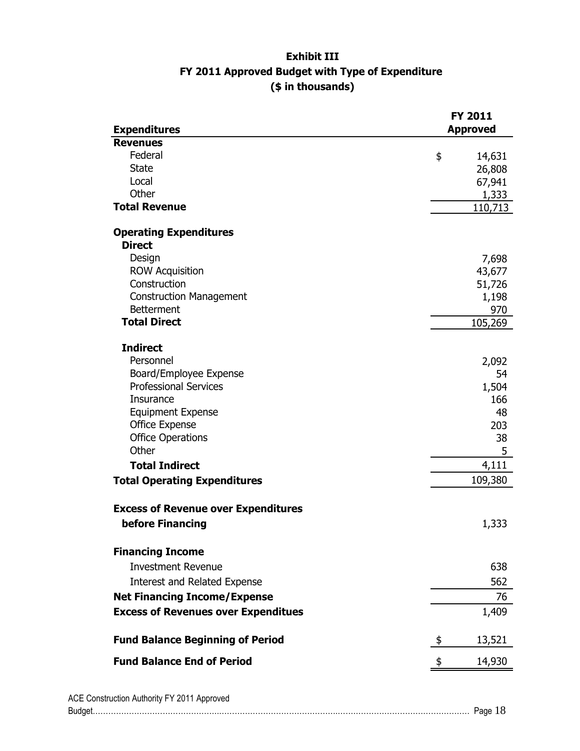# Exhibit III
## FY 2011 Approved Budget with Type of Expenditure
## ($ in thousands)

| Expenditures | FY 2011 Approved |
|---|---|
| **Revenues** | |
| Federal | $ 14,631 |
| State | 26,808 |
| Local | 67,941 |
| Other | 1,333 |
| **Total Revenue** | 110,713 |
| | |
| **Operating Expenditures** | |
| **Direct** | |
| Design | 7,698 |
| ROW Acquisition | 43,677 |
| Construction | 51,726 |
| Construction Management | 1,198 |
| Betterment | 970 |
| **Total Direct** | 105,269 |
| | |
| **Indirect** | |
| Personnel | 2,092 |
| Board/Employee Expense | 54 |
| Professional Services | 1,504 |
| Insurance | 166 |
| Equipment Expense | 48 |
| Office Expense | 203 |
| Office Operations | 38 |
| Other | 5 |
| **Total Indirect** | 4,111 |
| **Total Operating Expenditures** | 109,380 |
| | |
| **Excess of Revenue over Expenditures before Financing** | 1,333 |
| | |
| **Financing Income** | |
| Investment Revenue | 638 |
| Interest and Related Expense | 562 |
| **Net Financing Income/Expense** | 76 |
| **Excess of Revenues over Expenditues** | 1,409 |
| | |
| **Fund Balance Beginning of Period** | $ 13,521 |
| **Fund Balance End of Period** | $ 14,930 |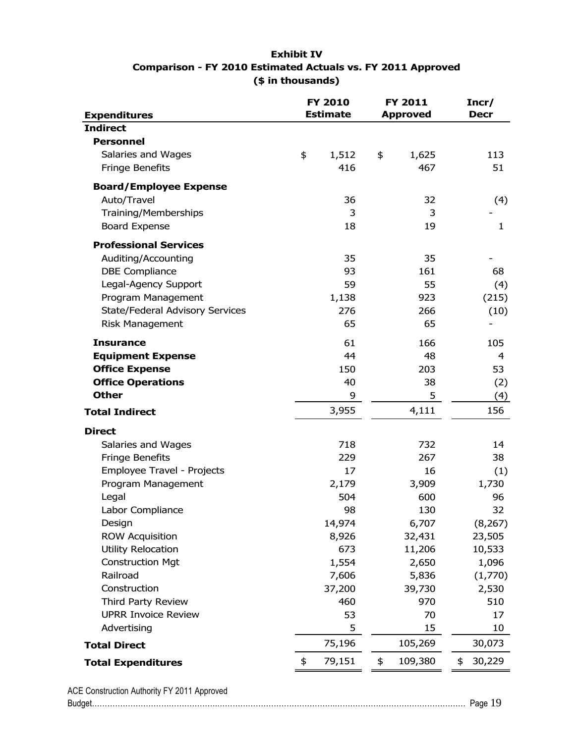**Exhibit IV**

**Comparison - FY 2010 Estimated Actuals vs. FY 2011 Approved**

**($ in thousands)**

| Expenditures | FY 2010 Estimate | FY 2011 Approved | Incr/ Decr |
|---|---|---|---|
| **Indirect** | | | |
| **Personnel** | | | |
| Salaries and Wages | $ 1,512 | $ 1,625 | 113 |
| Fringe Benefits | 416 | 467 | 51 |
| **Board/Employee Expense** | | | |
| Auto/Travel | 36 | 32 | (4) |
| Training/Memberships | 3 | 3 | - |
| Board Expense | 18 | 19 | 1 |
| **Professional Services** | | | |
| Auditing/Accounting | 35 | 35 | - |
| DBE Compliance | 93 | 161 | 68 |
| Legal-Agency Support | 59 | 55 | (4) |
| Program Management | 1,138 | 923 | (215) |
| State/Federal Advisory Services | 276 | 266 | (10) |
| Risk Management | 65 | 65 | - |
| **Insurance** | 61 | 166 | 105 |
| **Equipment Expense** | 44 | 48 | 4 |
| **Office Expense** | 150 | 203 | 53 |
| **Office Operations** | 40 | 38 | (2) |
| **Other** | 9 | 5 | (4) |
| **Total Indirect** | 3,955 | 4,111 | 156 |
| **Direct** | | | |
| Salaries and Wages | 718 | 732 | 14 |
| Fringe Benefits | 229 | 267 | 38 |
| Employee Travel - Projects | 17 | 16 | (1) |
| Program Management | 2,179 | 3,909 | 1,730 |
| Legal | 504 | 600 | 96 |
| Labor Compliance | 98 | 130 | 32 |
| Design | 14,974 | 6,707 | (8,267) |
| ROW Acquisition | 8,926 | 32,431 | 23,505 |
| Utility Relocation | 673 | 11,206 | 10,533 |
| Construction Mgt | 1,554 | 2,650 | 1,096 |
| Railroad | 7,606 | 5,836 | (1,770) |
| Construction | 37,200 | 39,730 | 2,530 |
| Third Party Review | 460 | 970 | 510 |
| UPRR Invoice Review | 53 | 70 | 17 |
| Advertising | 5 | 15 | 10 |
| **Total Direct** | 75,196 | 105,269 | 30,073 |
| **Total Expenditures** | $ 79,151 | $ 109,380 | $ 30,229 |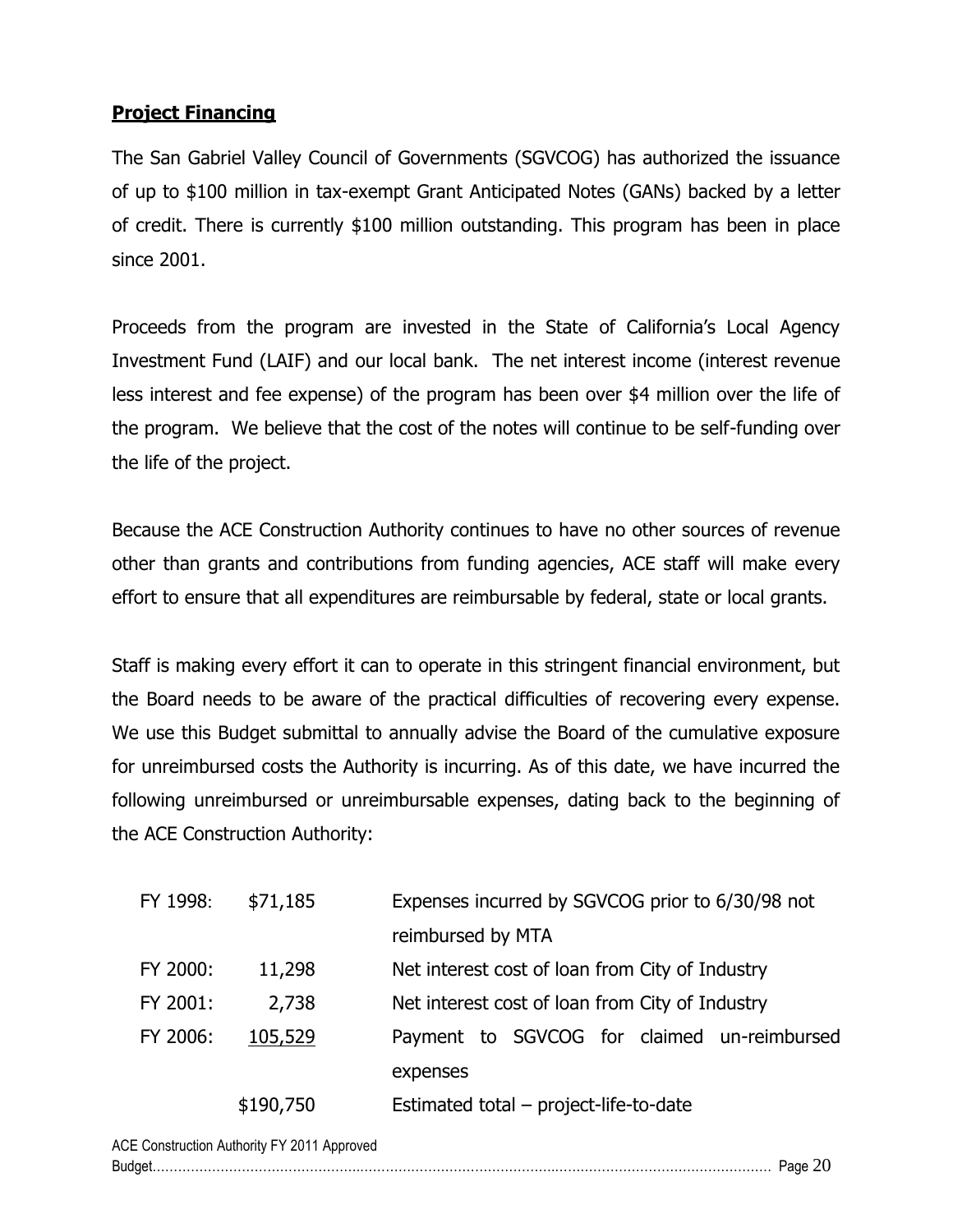## Project Financing

The San Gabriel Valley Council of Governments (SGVCOG) has authorized the issuance of up to $100 million in tax-exempt Grant Anticipated Notes (GANs) backed by a letter of credit. There is currently $100 million outstanding. This program has been in place since 2001.

Proceeds from the program are invested in the State of California's Local Agency Investment Fund (LAIF) and our local bank. The net interest income (interest revenue less interest and fee expense) of the program has been over $4 million over the life of the program. We believe that the cost of the notes will continue to be self-funding over the life of the project.

Because the ACE Construction Authority continues to have no other sources of revenue other than grants and contributions from funding agencies, ACE staff will make every effort to ensure that all expenditures are reimbursable by federal, state or local grants.

Staff is making every effort it can to operate in this stringent financial environment, but the Board needs to be aware of the practical difficulties of recovering every expense. We use this Budget submittal to annually advise the Board of the cumulative exposure for unreimbursed costs the Authority is incurring. As of this date, we have incurred the following unreimbursed or unreimbursable expenses, dating back to the beginning of the ACE Construction Authority:

| | | |
|---|---|---|
| FY 1998: | $71,185 | Expenses incurred by SGVCOG prior to 6/30/98 not reimbursed by MTA |
| FY 2000: | 11,298 | Net interest cost of loan from City of Industry |
| FY 2001: | 2,738 | Net interest cost of loan from City of Industry |
| FY 2006: | 105,529 | Payment to SGVCOG for claimed un-reimbursed expenses |
| | $190,750 | Estimated total – project-life-to-date |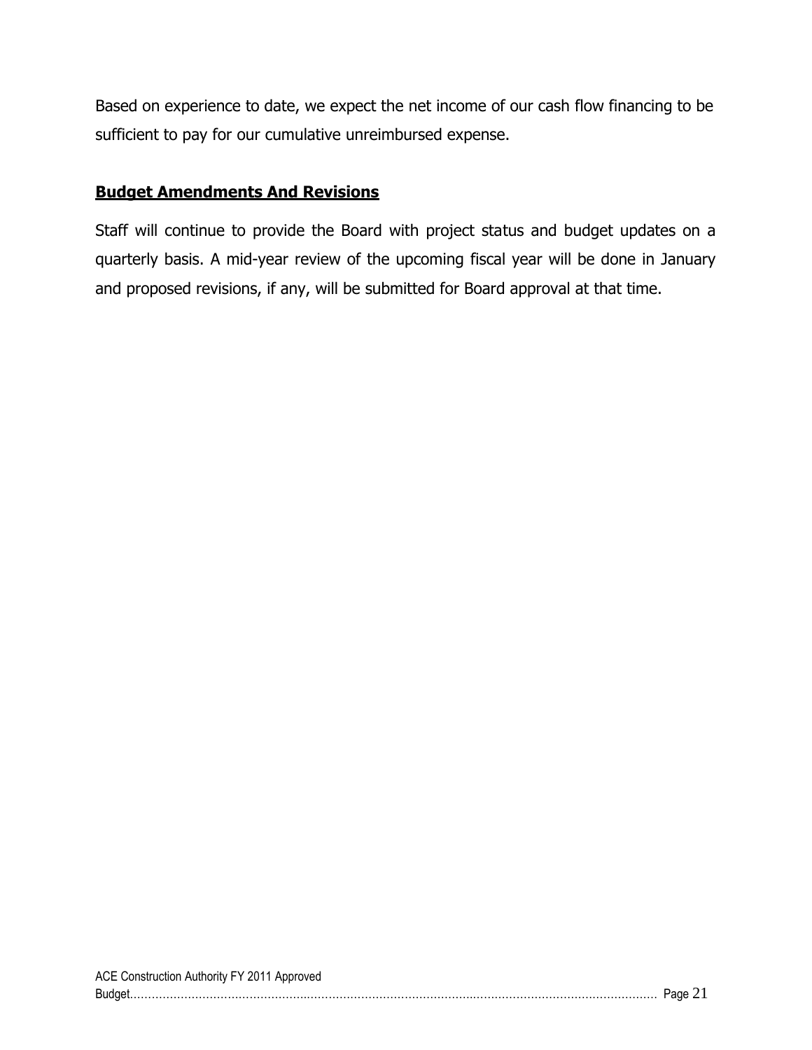Based on experience to date, we expect the net income of our cash flow financing to be sufficient to pay for our cumulative unreimbursed expense.

## **Budget Amendments And Revisions**

Staff will continue to provide the Board with project status and budget updates on a quarterly basis. A mid-year review of the upcoming fiscal year will be done in January and proposed revisions, if any, will be submitted for Board approval at that time.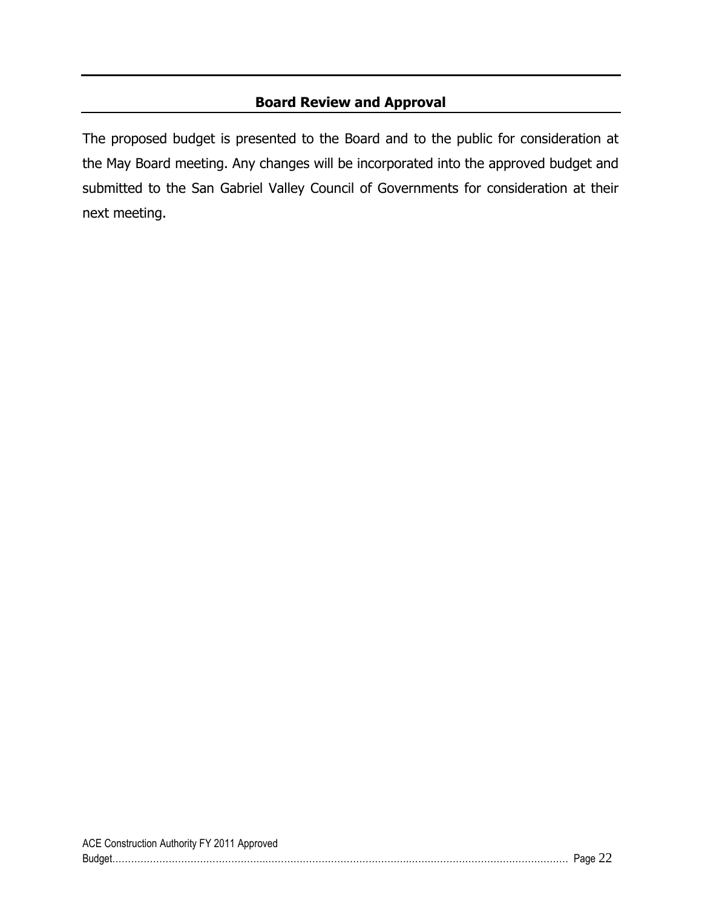## Board Review and Approval

The proposed budget is presented to the Board and to the public for consideration at the May Board meeting. Any changes will be incorporated into the approved budget and submitted to the San Gabriel Valley Council of Governments for consideration at their next meeting.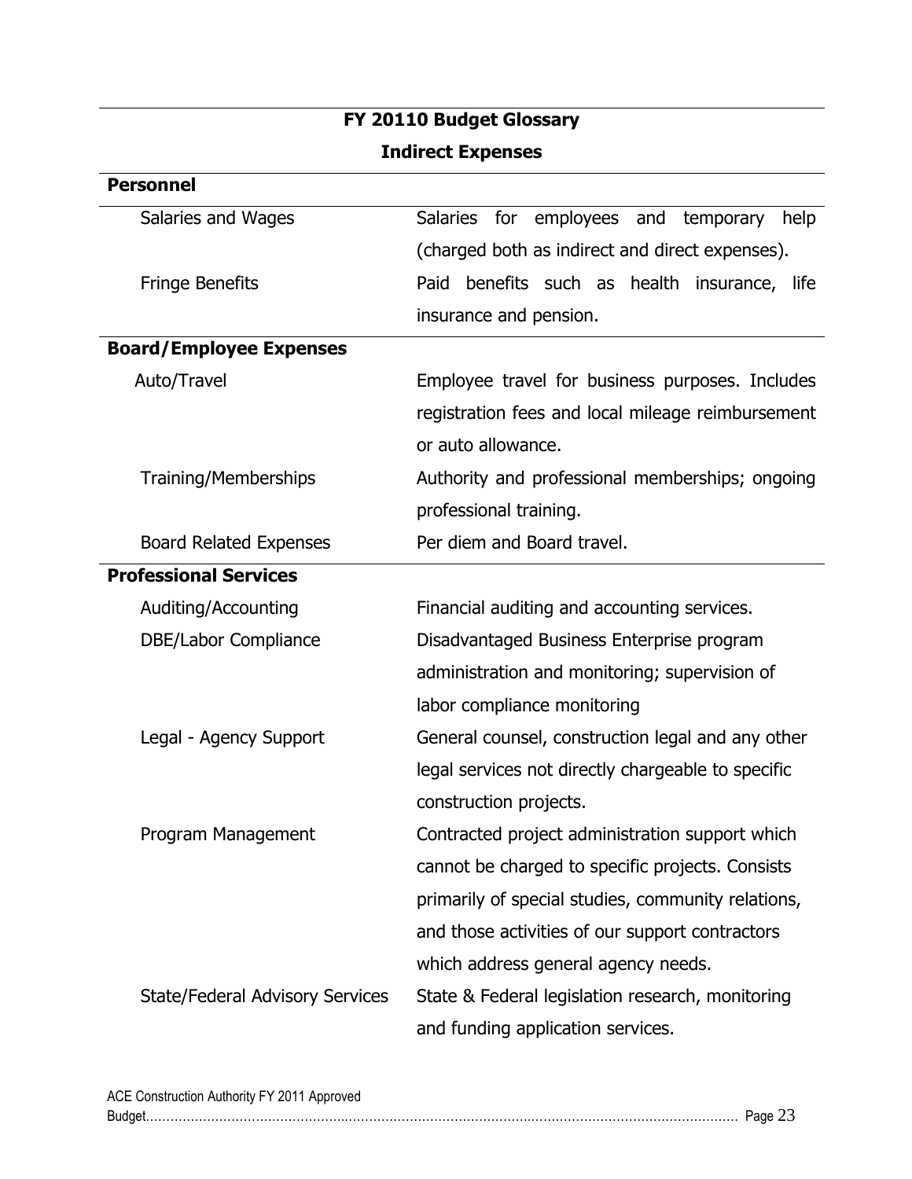## FY 20110 Budget Glossary

### Indirect Expenses

| | |
|---|---|
| **Personnel** | |
| Salaries and Wages | Salaries for employees and temporary help (charged both as indirect and direct expenses). |
| Fringe Benefits | Paid benefits such as health insurance, life insurance and pension. |
| **Board/Employee Expenses** | |
| Auto/Travel | Employee travel for business purposes. Includes registration fees and local mileage reimbursement or auto allowance. |
| Training/Memberships | Authority and professional memberships; ongoing professional training. |
| Board Related Expenses | Per diem and Board travel. |
| **Professional Services** | |
| Auditing/Accounting | Financial auditing and accounting services. |
| DBE/Labor Compliance | Disadvantaged Business Enterprise program administration and monitoring; supervision of labor compliance monitoring |
| Legal - Agency Support | General counsel, construction legal and any other legal services not directly chargeable to specific construction projects. |
| Program Management | Contracted project administration support which cannot be charged to specific projects. Consists primarily of special studies, community relations, and those activities of our support contractors which address general agency needs. |
| State/Federal Advisory Services | State & Federal legislation research, monitoring and funding application services. |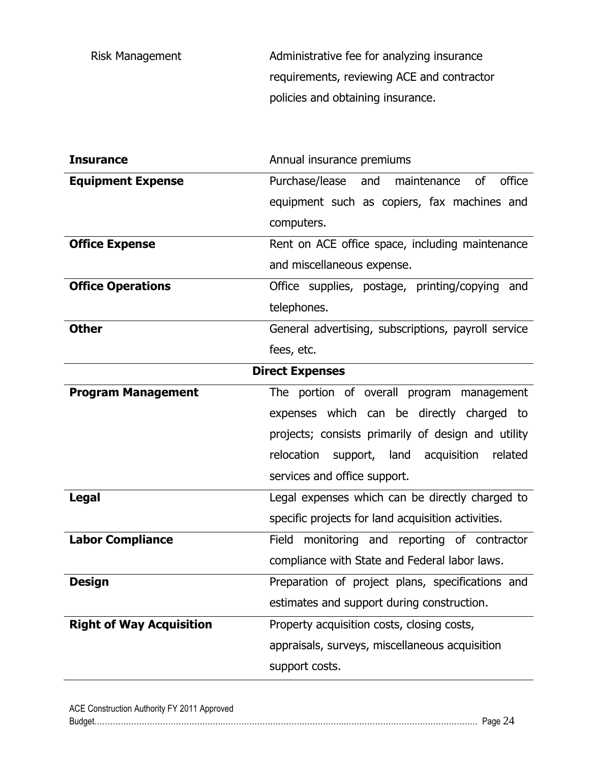| | |
|---|---|
| Risk Management | Administrative fee for analyzing insurance requirements, reviewing ACE and contractor policies and obtaining insurance. |
| **Insurance** | Annual insurance premiums |
| **Equipment Expense** | Purchase/lease and maintenance of office equipment such as copiers, fax machines and computers. |
| **Office Expense** | Rent on ACE office space, including maintenance and miscellaneous expense. |
| **Office Operations** | Office supplies, postage, printing/copying and telephones. |
| **Other** | General advertising, subscriptions, payroll service fees, etc. |
| **Direct Expenses** | |
| **Program Management** | The portion of overall program management expenses which can be directly charged to projects; consists primarily of design and utility relocation support, land acquisition related services and office support. |
| **Legal** | Legal expenses which can be directly charged to specific projects for land acquisition activities. |
| **Labor Compliance** | Field monitoring and reporting of contractor compliance with State and Federal labor laws. |
| **Design** | Preparation of project plans, specifications and estimates and support during construction. |
| **Right of Way Acquisition** | Property acquisition costs, closing costs, appraisals, surveys, miscellaneous acquisition support costs. |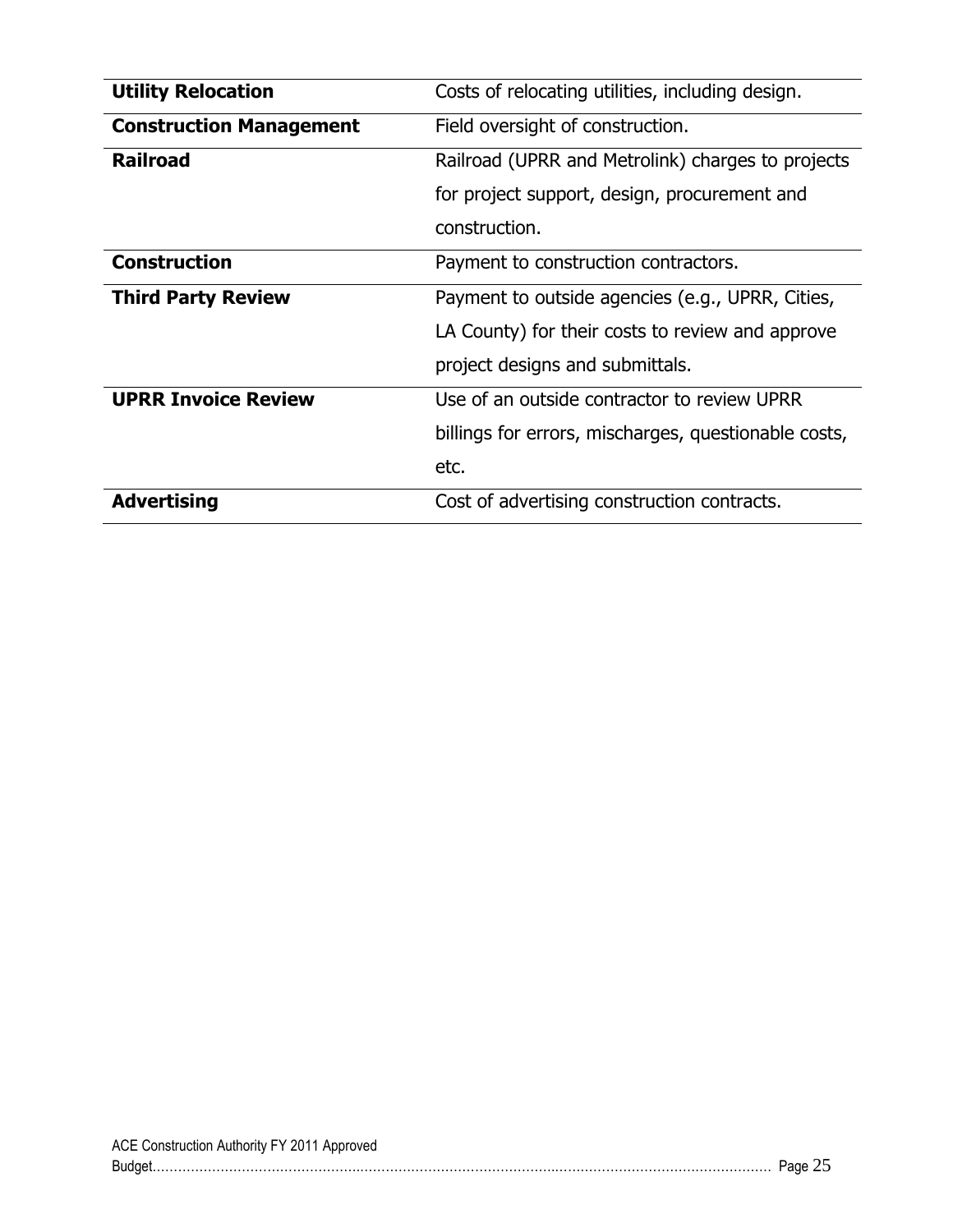| | |
|---|---|
| **Utility Relocation** | Costs of relocating utilities, including design. |
| **Construction Management** | Field oversight of construction. |
| **Railroad** | Railroad (UPRR and Metrolink) charges to projects for project support, design, procurement and construction. |
| **Construction** | Payment to construction contractors. |
| **Third Party Review** | Payment to outside agencies (e.g., UPRR, Cities, LA County) for their costs to review and approve project designs and submittals. |
| **UPRR Invoice Review** | Use of an outside contractor to review UPRR billings for errors, mischarges, questionable costs, etc. |
| **Advertising** | Cost of advertising construction contracts. |